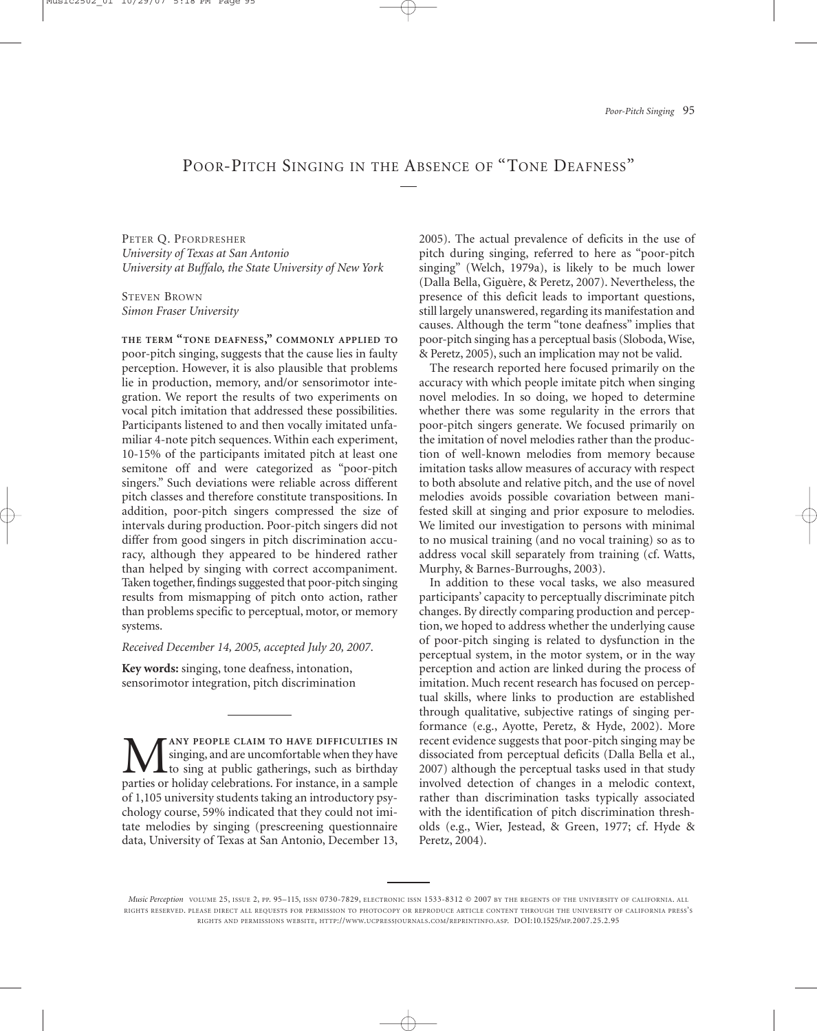# Poor-Pitch Singing in the Absence of "Tone Deafness"

Peter Q. Pfordresher
*University of Texas at San Antonio*
*University at Buffalo, the State University of New York*

Steven Brown
*Simon Fraser University*

**The term "tone deafness," commonly applied to** poor-pitch singing, suggests that the cause lies in faulty perception. However, it is also plausible that problems lie in production, memory, and/or sensorimotor integration. We report the results of two experiments on vocal pitch imitation that addressed these possibilities. Participants listened to and then vocally imitated unfamiliar 4-note pitch sequences. Within each experiment, 10-15% of the participants imitated pitch at least one semitone off and were categorized as "poor-pitch singers." Such deviations were reliable across different pitch classes and therefore constitute transpositions. In addition, poor-pitch singers compressed the size of intervals during production. Poor-pitch singers did not differ from good singers in pitch discrimination accuracy, although they appeared to be hindered rather than helped by singing with correct accompaniment. Taken together, findings suggested that poor-pitch singing results from mismapping of pitch onto action, rather than problems specific to perceptual, motor, or memory systems.

*Received December 14, 2005, accepted July 20, 2007.*

**Key words:** singing, tone deafness, intonation, sensorimotor integration, pitch discrimination

Many people claim to have difficulties in singing, and are uncomfortable when they have to sing at public gatherings, such as birthday parties or holiday celebrations. For instance, in a sample of 1,105 university students taking an introductory psychology course, 59% indicated that they could not imitate melodies by singing (prescreening questionnaire data, University of Texas at San Antonio, December 13, 2005). The actual prevalence of deficits in the use of pitch during singing, referred to here as "poor-pitch singing" (Welch, 1979a), is likely to be much lower (Dalla Bella, Giguère, & Peretz, 2007). Nevertheless, the presence of this deficit leads to important questions, still largely unanswered, regarding its manifestation and causes. Although the term "tone deafness" implies that poor-pitch singing has a perceptual basis (Sloboda, Wise, & Peretz, 2005), such an implication may not be valid.

The research reported here focused primarily on the accuracy with which people imitate pitch when singing novel melodies. In so doing, we hoped to determine whether there was some regularity in the errors that poor-pitch singers generate. We focused primarily on the imitation of novel melodies rather than the production of well-known melodies from memory because imitation tasks allow measures of accuracy with respect to both absolute and relative pitch, and the use of novel melodies avoids possible covariation between manifested skill at singing and prior exposure to melodies. We limited our investigation to persons with minimal to no musical training (and no vocal training) so as to address vocal skill separately from training (cf. Watts, Murphy, & Barnes-Burroughs, 2003).

In addition to these vocal tasks, we also measured participants' capacity to perceptually discriminate pitch changes. By directly comparing production and perception, we hoped to address whether the underlying cause of poor-pitch singing is related to dysfunction in the perceptual system, in the motor system, or in the way perception and action are linked during the process of imitation. Much recent research has focused on perceptual skills, where links to production are established through qualitative, subjective ratings of singing performance (e.g., Ayotte, Peretz, & Hyde, 2002). More recent evidence suggests that poor-pitch singing may be dissociated from perceptual deficits (Dalla Bella et al., 2007) although the perceptual tasks used in that study involved detection of changes in a melodic context, rather than discrimination tasks typically associated with the identification of pitch discrimination thresholds (e.g., Wier, Jestead, & Green, 1977; cf. Hyde & Peretz, 2004).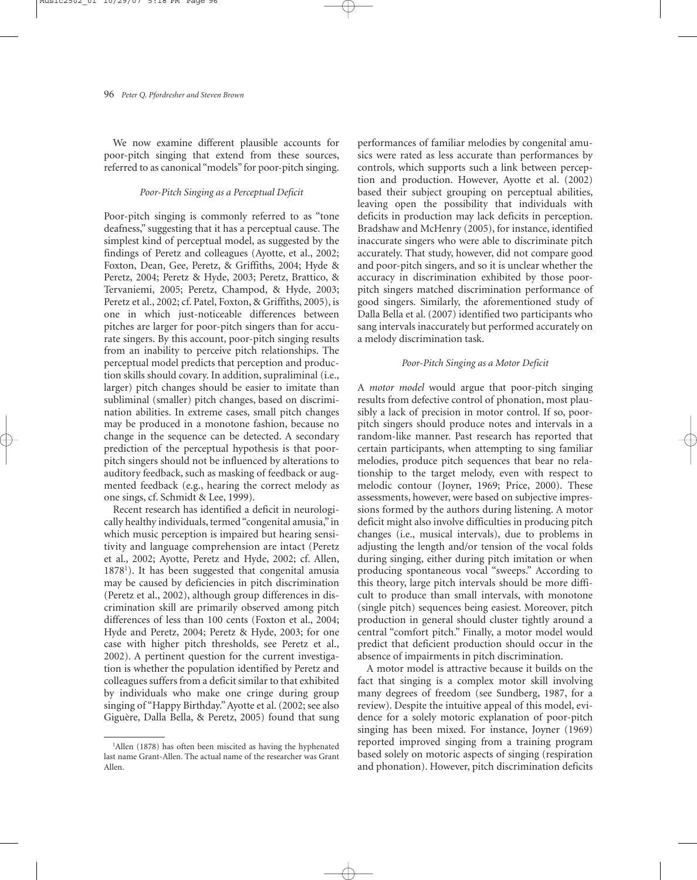We now examine different plausible accounts for poor-pitch singing that extend from these sources, referred to as canonical "models" for poor-pitch singing.

### *Poor-Pitch Singing as a Perceptual Deficit*

Poor-pitch singing is commonly referred to as "tone deafness," suggesting that it has a perceptual cause. The simplest kind of perceptual model, as suggested by the findings of Peretz and colleagues (Ayotte, et al., 2002; Foxton, Dean, Gee, Peretz, & Griffiths, 2004; Hyde & Peretz, 2004; Peretz & Hyde, 2003; Peretz, Brattico, & Tervaniemi, 2005; Peretz, Champod, & Hyde, 2003; Peretz et al., 2002; cf. Patel, Foxton, & Griffiths, 2005), is one in which just-noticeable differences between pitches are larger for poor-pitch singers than for accurate singers. By this account, poor-pitch singing results from an inability to perceive pitch relationships. The perceptual model predicts that perception and production skills should covary. In addition, supraliminal (i.e., larger) pitch changes should be easier to imitate than subliminal (smaller) pitch changes, based on discrimination abilities. In extreme cases, small pitch changes may be produced in a monotone fashion, because no change in the sequence can be detected. A secondary prediction of the perceptual hypothesis is that poor-pitch singers should not be influenced by alterations to auditory feedback, such as masking of feedback or augmented feedback (e.g., hearing the correct melody as one sings, cf. Schmidt & Lee, 1999).

Recent research has identified a deficit in neurologically healthy individuals, termed "congenital amusia," in which music perception is impaired but hearing sensitivity and language comprehension are intact (Peretz et al., 2002; Ayotte, Peretz and Hyde, 2002; cf. Allen, 1878[1]). It has been suggested that congenital amusia may be caused by deficiencies in pitch discrimination (Peretz et al., 2002), although group differences in discrimination skill are primarily observed among pitch differences of less than 100 cents (Foxton et al., 2004; Hyde and Peretz, 2004; Peretz & Hyde, 2003; for one case with higher pitch thresholds, see Peretz et al., 2002). A pertinent question for the current investigation is whether the population identified by Peretz and colleagues suffers from a deficit similar to that exhibited by individuals who make one cringe during group singing of "Happy Birthday." Ayotte et al. (2002; see also Giguère, Dalla Bella, & Peretz, 2005) found that sung performances of familiar melodies by congenital amusics were rated as less accurate than performances by controls, which supports such a link between perception and production. However, Ayotte et al. (2002) based their subject grouping on perceptual abilities, leaving open the possibility that individuals with deficits in production may lack deficits in perception. Bradshaw and McHenry (2005), for instance, identified inaccurate singers who were able to discriminate pitch accurately. That study, however, did not compare good and poor-pitch singers, and so it is unclear whether the accuracy in discrimination exhibited by those poor-pitch singers matched discrimination performance of good singers. Similarly, the aforementioned study of Dalla Bella et al. (2007) identified two participants who sang intervals inaccurately but performed accurately on a melody discrimination task.

### *Poor-Pitch Singing as a Motor Deficit*

A *motor model* would argue that poor-pitch singing results from defective control of phonation, most plausibly a lack of precision in motor control. If so, poor-pitch singers should produce notes and intervals in a random-like manner. Past research has reported that certain participants, when attempting to sing familiar melodies, produce pitch sequences that bear no relationship to the target melody, even with respect to melodic contour (Joyner, 1969; Price, 2000). These assessments, however, were based on subjective impressions formed by the authors during listening. A motor deficit might also involve difficulties in producing pitch changes (i.e., musical intervals), due to problems in adjusting the length and/or tension of the vocal folds during singing, either during pitch imitation or when producing spontaneous vocal "sweeps." According to this theory, large pitch intervals should be more difficult to produce than small intervals, with monotone (single pitch) sequences being easiest. Moreover, pitch production in general should cluster tightly around a central "comfort pitch." Finally, a motor model would predict that deficient production should occur in the absence of impairments in pitch discrimination.

A motor model is attractive because it builds on the fact that singing is a complex motor skill involving many degrees of freedom (see Sundberg, 1987, for a review). Despite the intuitive appeal of this model, evidence for a solely motoric explanation of poor-pitch singing has been mixed. For instance, Joyner (1969) reported improved singing from a training program based solely on motoric aspects of singing (respiration and phonation). However, pitch discrimination deficits

[1] Allen (1878) has often been miscited as having the hyphenated last name Grant-Allen. The actual name of the researcher was Grant Allen.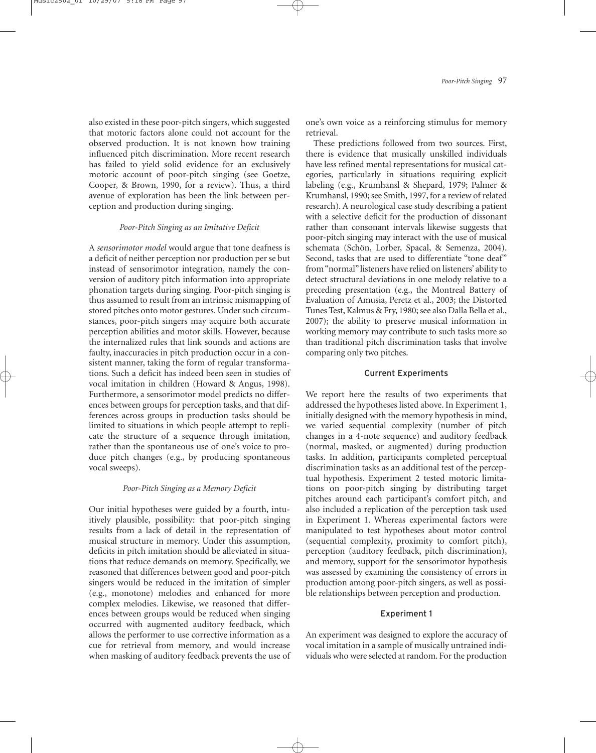also existed in these poor-pitch singers, which suggested that motoric factors alone could not account for the observed production. It is not known how training influenced pitch discrimination. More recent research has failed to yield solid evidence for an exclusively motoric account of poor-pitch singing (see Goetze, Cooper, & Brown, 1990, for a review). Thus, a third avenue of exploration has been the link between perception and production during singing.

### *Poor-Pitch Singing as an Imitative Deficit*

A *sensorimotor model* would argue that tone deafness is a deficit of neither perception nor production per se but instead of sensorimotor integration, namely the conversion of auditory pitch information into appropriate phonation targets during singing. Poor-pitch singing is thus assumed to result from an intrinsic mismapping of stored pitches onto motor gestures. Under such circumstances, poor-pitch singers may acquire both accurate perception abilities and motor skills. However, because the internalized rules that link sounds and actions are faulty, inaccuracies in pitch production occur in a consistent manner, taking the form of regular transformations. Such a deficit has indeed been seen in studies of vocal imitation in children (Howard & Angus, 1998). Furthermore, a sensorimotor model predicts no differences between groups for perception tasks, and that differences across groups in production tasks should be limited to situations in which people attempt to replicate the structure of a sequence through imitation, rather than the spontaneous use of one's voice to produce pitch changes (e.g., by producing spontaneous vocal sweeps).

### *Poor-Pitch Singing as a Memory Deficit*

Our initial hypotheses were guided by a fourth, intuitively plausible, possibility: that poor-pitch singing results from a lack of detail in the representation of musical structure in memory. Under this assumption, deficits in pitch imitation should be alleviated in situations that reduce demands on memory. Specifically, we reasoned that differences between good and poor-pitch singers would be reduced in the imitation of simpler (e.g., monotone) melodies and enhanced for more complex melodies. Likewise, we reasoned that differences between groups would be reduced when singing occurred with augmented auditory feedback, which allows the performer to use corrective information as a cue for retrieval from memory, and would increase when masking of auditory feedback prevents the use of one's own voice as a reinforcing stimulus for memory retrieval.

These predictions followed from two sources. First, there is evidence that musically unskilled individuals have less refined mental representations for musical categories, particularly in situations requiring explicit labeling (e.g., Krumhansl & Shepard, 1979; Palmer & Krumhansl, 1990; see Smith, 1997, for a review of related research). A neurological case study describing a patient with a selective deficit for the production of dissonant rather than consonant intervals likewise suggests that poor-pitch singing may interact with the use of musical schemata (Schön, Lorber, Spacal, & Semenza, 2004). Second, tasks that are used to differentiate "tone deaf" from "normal" listeners have relied on listeners' ability to detect structural deviations in one melody relative to a preceding presentation (e.g., the Montreal Battery of Evaluation of Amusia, Peretz et al., 2003; the Distorted Tunes Test, Kalmus & Fry, 1980; see also Dalla Bella et al., 2007); the ability to preserve musical information in working memory may contribute to such tasks more so than traditional pitch discrimination tasks that involve comparing only two pitches.

## Current Experiments

We report here the results of two experiments that addressed the hypotheses listed above. In Experiment 1, initially designed with the memory hypothesis in mind, we varied sequential complexity (number of pitch changes in a 4-note sequence) and auditory feedback (normal, masked, or augmented) during production tasks. In addition, participants completed perceptual discrimination tasks as an additional test of the perceptual hypothesis. Experiment 2 tested motoric limitations on poor-pitch singing by distributing target pitches around each participant's comfort pitch, and also included a replication of the perception task used in Experiment 1. Whereas experimental factors were manipulated to test hypotheses about motor control (sequential complexity, proximity to comfort pitch), perception (auditory feedback, pitch discrimination), and memory, support for the sensorimotor hypothesis was assessed by examining the consistency of errors in production among poor-pitch singers, as well as possible relationships between perception and production.

## Experiment 1

An experiment was designed to explore the accuracy of vocal imitation in a sample of musically untrained individuals who were selected at random. For the production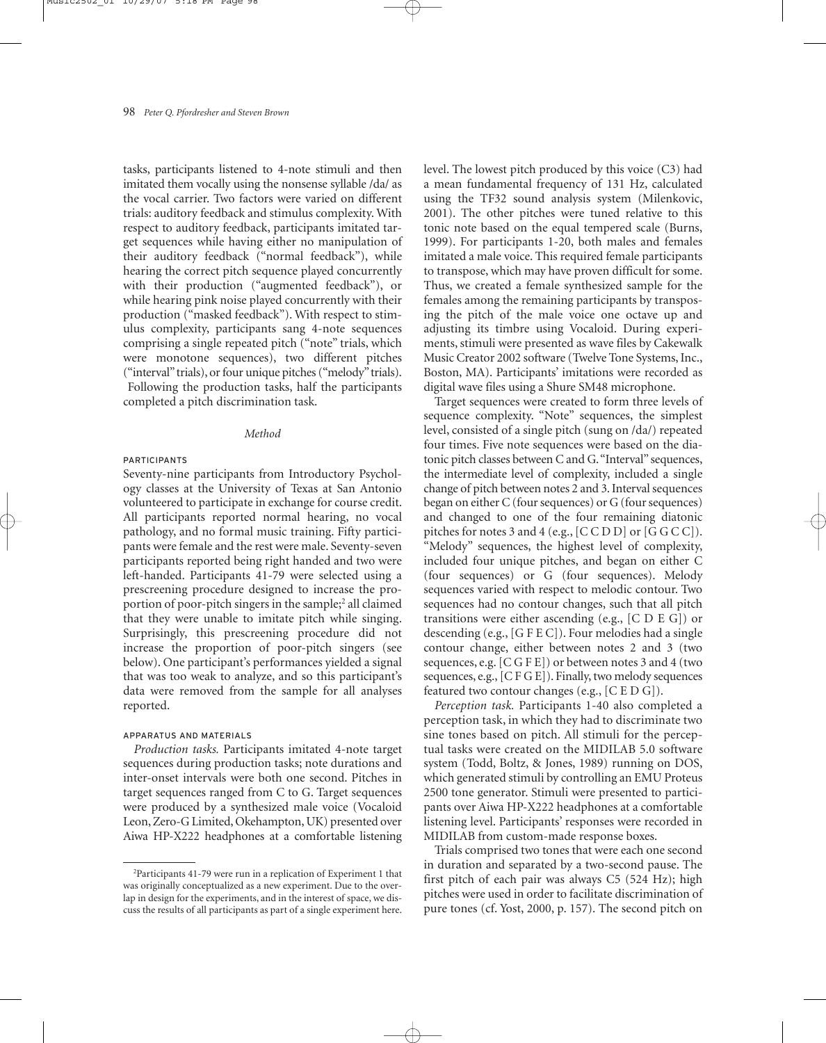tasks, participants listened to 4-note stimuli and then imitated them vocally using the nonsense syllable /da/ as the vocal carrier. Two factors were varied on different trials: auditory feedback and stimulus complexity. With respect to auditory feedback, participants imitated target sequences while having either no manipulation of their auditory feedback ("normal feedback"), while hearing the correct pitch sequence played concurrently with their production ("augmented feedback"), or while hearing pink noise played concurrently with their production ("masked feedback"). With respect to stimulus complexity, participants sang 4-note sequences comprising a single repeated pitch ("note" trials, which were monotone sequences), two different pitches ("interval" trials), or four unique pitches ("melody" trials). Following the production tasks, half the participants completed a pitch discrimination task.

### *Method*

#### PARTICIPANTS

Seventy-nine participants from Introductory Psychology classes at the University of Texas at San Antonio volunteered to participate in exchange for course credit. All participants reported normal hearing, no vocal pathology, and no formal music training. Fifty participants were female and the rest were male. Seventy-seven participants reported being right handed and two were left-handed. Participants 41-79 were selected using a prescreening procedure designed to increase the proportion of poor-pitch singers in the sample;[2] all claimed that they were unable to imitate pitch while singing. Surprisingly, this prescreening procedure did not increase the proportion of poor-pitch singers (see below). One participant's performances yielded a signal that was too weak to analyze, and so this participant's data were removed from the sample for all analyses reported.

#### APPARATUS AND MATERIALS

*Production tasks.* Participants imitated 4-note target sequences during production tasks; note durations and inter-onset intervals were both one second. Pitches in target sequences ranged from C to G. Target sequences were produced by a synthesized male voice (Vocaloid Leon, Zero-G Limited, Okehampton, UK) presented over Aiwa HP-X222 headphones at a comfortable listening level. The lowest pitch produced by this voice (C3) had a mean fundamental frequency of 131 Hz, calculated using the TF32 sound analysis system (Milenkovic, 2001). The other pitches were tuned relative to this tonic note based on the equal tempered scale (Burns, 1999). For participants 1-20, both males and females imitated a male voice. This required female participants to transpose, which may have proven difficult for some. Thus, we created a female synthesized sample for the females among the remaining participants by transposing the pitch of the male voice one octave up and adjusting its timbre using Vocaloid. During experiments, stimuli were presented as wave files by Cakewalk Music Creator 2002 software (Twelve Tone Systems, Inc., Boston, MA). Participants' imitations were recorded as digital wave files using a Shure SM48 microphone.

Target sequences were created to form three levels of sequence complexity. "Note" sequences, the simplest level, consisted of a single pitch (sung on /da/) repeated four times. Five note sequences were based on the diatonic pitch classes between C and G. "Interval" sequences, the intermediate level of complexity, included a single change of pitch between notes 2 and 3. Interval sequences began on either C (four sequences) or G (four sequences) and changed to one of the four remaining diatonic pitches for notes 3 and 4 (e.g., [C C D D] or [G G C C]). "Melody" sequences, the highest level of complexity, included four unique pitches, and began on either C (four sequences) or G (four sequences). Melody sequences varied with respect to melodic contour. Two sequences had no contour changes, such that all pitch transitions were either ascending (e.g., [C D E G]) or descending (e.g., [G F E C]). Four melodies had a single contour change, either between notes 2 and 3 (two sequences, e.g. [C G F E]) or between notes 3 and 4 (two sequences, e.g., [C F G E]). Finally, two melody sequences featured two contour changes (e.g., [C E D G]).

*Perception task.* Participants 1-40 also completed a perception task, in which they had to discriminate two sine tones based on pitch. All stimuli for the perceptual tasks were created on the MIDILAB 5.0 software system (Todd, Boltz, & Jones, 1989) running on DOS, which generated stimuli by controlling an EMU Proteus 2500 tone generator. Stimuli were presented to participants over Aiwa HP-X222 headphones at a comfortable listening level. Participants' responses were recorded in MIDILAB from custom-made response boxes.

Trials comprised two tones that were each one second in duration and separated by a two-second pause. The first pitch of each pair was always C5 (524 Hz); high pitches were used in order to facilitate discrimination of pure tones (cf. Yost, 2000, p. 157). The second pitch on

---

[2] Participants 41-79 were run in a replication of Experiment 1 that was originally conceptualized as a new experiment. Due to the overlap in design for the experiments, and in the interest of space, we discuss the results of all participants as part of a single experiment here.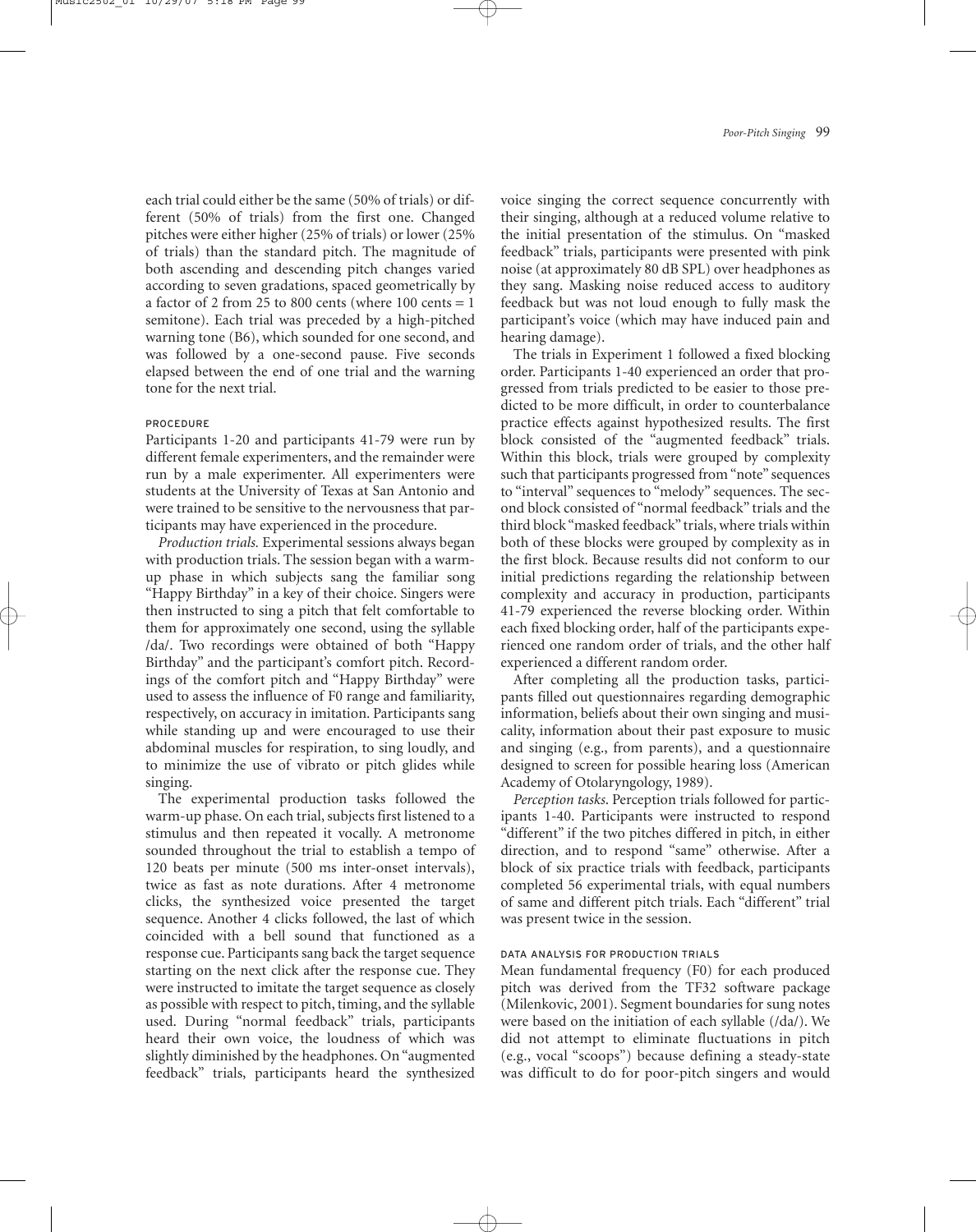each trial could either be the same (50% of trials) or different (50% of trials) from the first one. Changed pitches were either higher (25% of trials) or lower (25% of trials) than the standard pitch. The magnitude of both ascending and descending pitch changes varied according to seven gradations, spaced geometrically by a factor of 2 from 25 to 800 cents (where 100 cents = 1 semitone). Each trial was preceded by a high-pitched warning tone (B6), which sounded for one second, and was followed by a one-second pause. Five seconds elapsed between the end of one trial and the warning tone for the next trial.

### PROCEDURE

Participants 1-20 and participants 41-79 were run by different female experimenters, and the remainder were run by a male experimenter. All experimenters were students at the University of Texas at San Antonio and were trained to be sensitive to the nervousness that participants may have experienced in the procedure.

*Production trials.* Experimental sessions always began with production trials. The session began with a warm-up phase in which subjects sang the familiar song "Happy Birthday" in a key of their choice. Singers were then instructed to sing a pitch that felt comfortable to them for approximately one second, using the syllable /da/. Two recordings were obtained of both "Happy Birthday" and the participant's comfort pitch. Recordings of the comfort pitch and "Happy Birthday" were used to assess the influence of F0 range and familiarity, respectively, on accuracy in imitation. Participants sang while standing up and were encouraged to use their abdominal muscles for respiration, to sing loudly, and to minimize the use of vibrato or pitch glides while singing.

The experimental production tasks followed the warm-up phase. On each trial, subjects first listened to a stimulus and then repeated it vocally. A metronome sounded throughout the trial to establish a tempo of 120 beats per minute (500 ms inter-onset intervals), twice as fast as note durations. After 4 metronome clicks, the synthesized voice presented the target sequence. Another 4 clicks followed, the last of which coincided with a bell sound that functioned as a response cue. Participants sang back the target sequence starting on the next click after the response cue. They were instructed to imitate the target sequence as closely as possible with respect to pitch, timing, and the syllable used. During "normal feedback" trials, participants heard their own voice, the loudness of which was slightly diminished by the headphones. On "augmented feedback" trials, participants heard the synthesized voice singing the correct sequence concurrently with their singing, although at a reduced volume relative to the initial presentation of the stimulus. On "masked feedback" trials, participants were presented with pink noise (at approximately 80 dB SPL) over headphones as they sang. Masking noise reduced access to auditory feedback but was not loud enough to fully mask the participant's voice (which may have induced pain and hearing damage).

The trials in Experiment 1 followed a fixed blocking order. Participants 1-40 experienced an order that progressed from trials predicted to be easier to those predicted to be more difficult, in order to counterbalance practice effects against hypothesized results. The first block consisted of the "augmented feedback" trials. Within this block, trials were grouped by complexity such that participants progressed from "note" sequences to "interval" sequences to "melody" sequences. The second block consisted of "normal feedback" trials and the third block "masked feedback" trials, where trials within both of these blocks were grouped by complexity as in the first block. Because results did not conform to our initial predictions regarding the relationship between complexity and accuracy in production, participants 41-79 experienced the reverse blocking order. Within each fixed blocking order, half of the participants experienced one random order of trials, and the other half experienced a different random order.

After completing all the production tasks, participants filled out questionnaires regarding demographic information, beliefs about their own singing and musicality, information about their past exposure to music and singing (e.g., from parents), and a questionnaire designed to screen for possible hearing loss (American Academy of Otolaryngology, 1989).

*Perception tasks.* Perception trials followed for participants 1-40. Participants were instructed to respond "different" if the two pitches differed in pitch, in either direction, and to respond "same" otherwise. After a block of six practice trials with feedback, participants completed 56 experimental trials, with equal numbers of same and different pitch trials. Each "different" trial was present twice in the session.

### DATA ANALYSIS FOR PRODUCTION TRIALS

Mean fundamental frequency (F0) for each produced pitch was derived from the TF32 software package (Milenkovic, 2001). Segment boundaries for sung notes were based on the initiation of each syllable (/da/). We did not attempt to eliminate fluctuations in pitch (e.g., vocal "scoops") because defining a steady-state was difficult to do for poor-pitch singers and would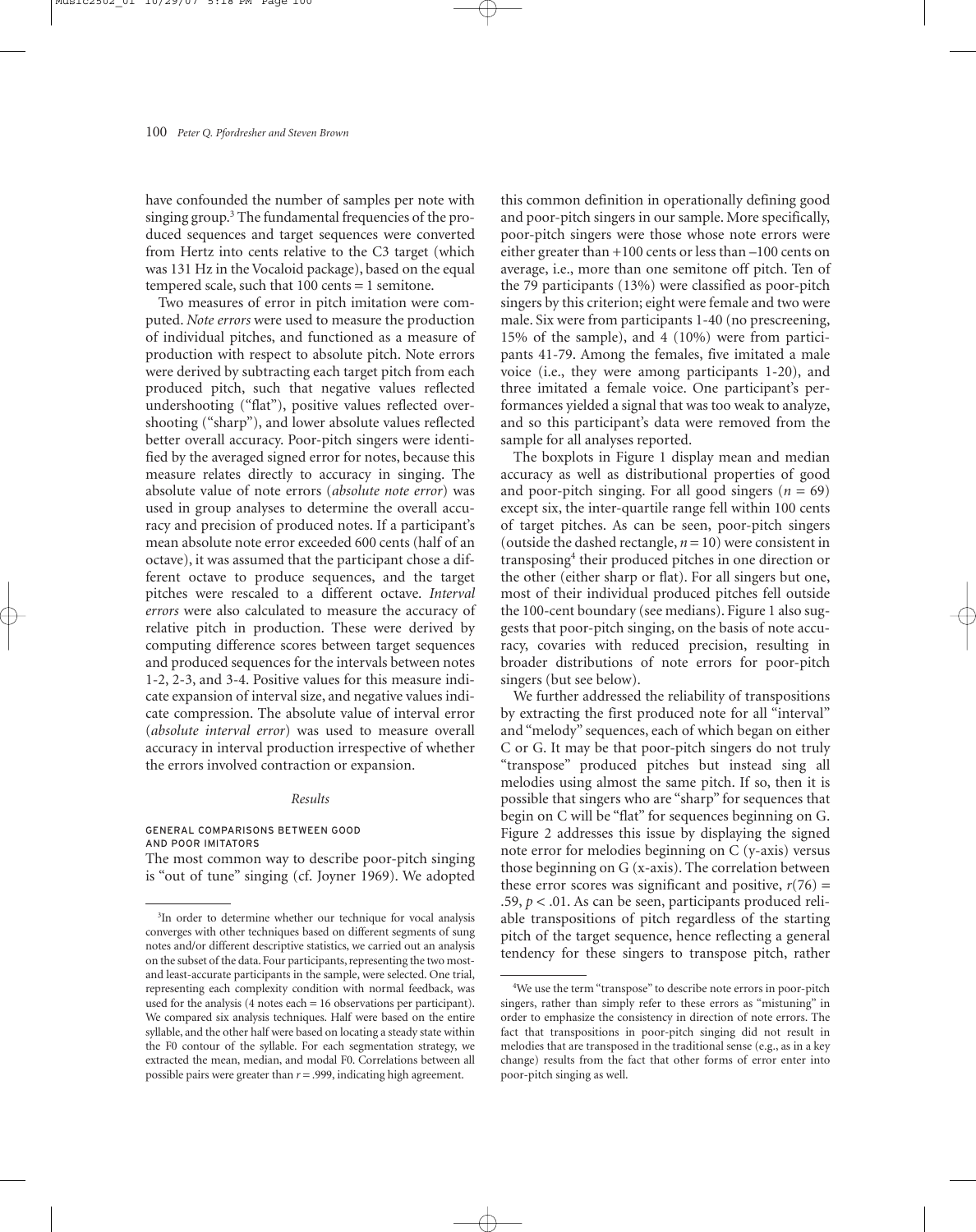have confounded the number of samples per note with singing group.[3] The fundamental frequencies of the produced sequences and target sequences were converted from Hertz into cents relative to the C3 target (which was 131 Hz in the Vocaloid package), based on the equal tempered scale, such that 100 cents = 1 semitone.

Two measures of error in pitch imitation were computed. *Note errors* were used to measure the production of individual pitches, and functioned as a measure of production with respect to absolute pitch. Note errors were derived by subtracting each target pitch from each produced pitch, such that negative values reflected undershooting ("flat"), positive values reflected overshooting ("sharp"), and lower absolute values reflected better overall accuracy. Poor-pitch singers were identified by the averaged signed error for notes, because this measure relates directly to accuracy in singing. The absolute value of note errors (*absolute note error*) was used in group analyses to determine the overall accuracy and precision of produced notes. If a participant's mean absolute note error exceeded 600 cents (half of an octave), it was assumed that the participant chose a different octave to produce sequences, and the target pitches were rescaled to a different octave. *Interval errors* were also calculated to measure the accuracy of relative pitch in production. These were derived by computing difference scores between target sequences and produced sequences for the intervals between notes 1-2, 2-3, and 3-4. Positive values for this measure indicate expansion of interval size, and negative values indicate compression. The absolute value of interval error (*absolute interval error*) was used to measure overall accuracy in interval production irrespective of whether the errors involved contraction or expansion.

## Results

### GENERAL COMPARISONS BETWEEN GOOD AND POOR IMITATORS

The most common way to describe poor-pitch singing is "out of tune" singing (cf. Joyner 1969). We adopted this common definition in operationally defining good and poor-pitch singers in our sample. More specifically, poor-pitch singers were those whose note errors were either greater than +100 cents or less than –100 cents on average, i.e., more than one semitone off pitch. Ten of the 79 participants (13%) were classified as poor-pitch singers by this criterion; eight were female and two were male. Six were from participants 1-40 (no prescreening, 15% of the sample), and 4 (10%) were from participants 41-79. Among the females, five imitated a male voice (i.e., they were among participants 1-20), and three imitated a female voice. One participant's performances yielded a signal that was too weak to analyze, and so this participant's data were removed from the sample for all analyses reported.

The boxplots in Figure 1 display mean and median accuracy as well as distributional properties of good and poor-pitch singing. For all good singers ($n = 69$) except six, the inter-quartile range fell within 100 cents of target pitches. As can be seen, poor-pitch singers (outside the dashed rectangle, $n = 10$) were consistent in transposing[4] their produced pitches in one direction or the other (either sharp or flat). For all singers but one, most of their individual produced pitches fell outside the 100-cent boundary (see medians). Figure 1 also suggests that poor-pitch singing, on the basis of note accuracy, covaries with reduced precision, resulting in broader distributions of note errors for poor-pitch singers (but see below).

We further addressed the reliability of transpositions by extracting the first produced note for all "interval" and "melody" sequences, each of which began on either C or G. It may be that poor-pitch singers do not truly "transpose" produced pitches but instead sing all melodies using almost the same pitch. If so, then it is possible that singers who are "sharp" for sequences that begin on C will be "flat" for sequences beginning on G. Figure 2 addresses this issue by displaying the signed note error for melodies beginning on C (y-axis) versus those beginning on G (x-axis). The correlation between these error scores was significant and positive, $r(76) = .59$, $p < .01$. As can be seen, participants produced reliable transpositions of pitch regardless of the starting pitch of the target sequence, hence reflecting a general tendency for these singers to transpose pitch, rather

---

[3]In order to determine whether our technique for vocal analysis converges with other techniques based on different segments of sung notes and/or different descriptive statistics, we carried out an analysis on the subset of the data. Four participants, representing the two most- and least-accurate participants in the sample, were selected. One trial, representing each complexity condition with normal feedback, was used for the analysis (4 notes each = 16 observations per participant). We compared six analysis techniques. Half were based on the entire syllable, and the other half were based on locating a steady state within the F0 contour of the syllable. For each segmentation strategy, we extracted the mean, median, and modal F0. Correlations between all possible pairs were greater than $r = .999$, indicating high agreement.

[4]We use the term "transpose" to describe note errors in poor-pitch singers, rather than simply refer to these errors as "mistuning" in order to emphasize the consistency in direction of note errors. The fact that transpositions in poor-pitch singing did not result in melodies that are transposed in the traditional sense (e.g., as in a key change) results from the fact that other forms of error enter into poor-pitch singing as well.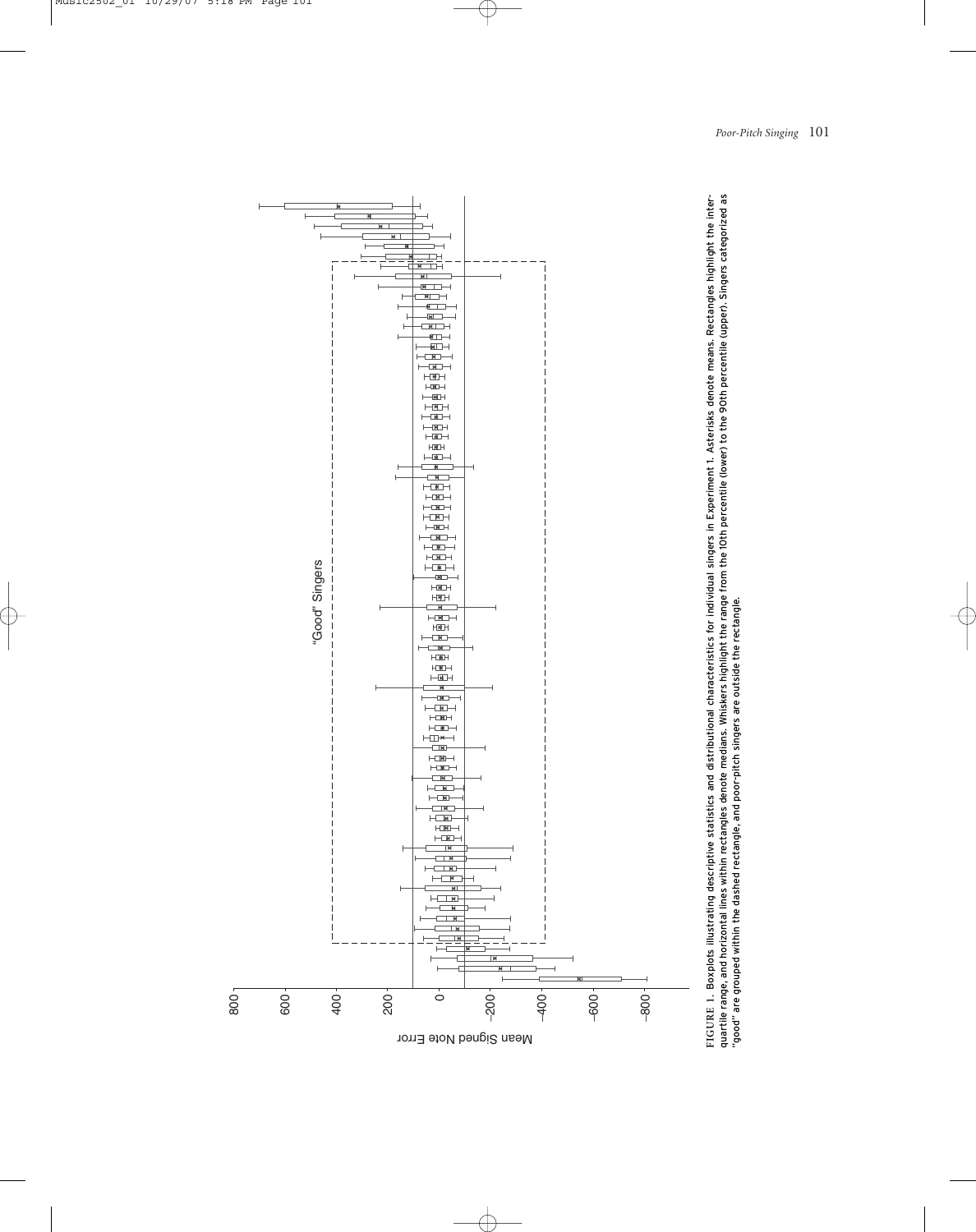FIGURE 1. Boxplots illustrating descriptive statistics and distributional characteristics for individual singers in Experiment 1. Asterisks denote means. Rectangles highlight the interquartile range, and horizontal lines within rectangles denote medians. Whiskers highlight the range from the 10th percentile (lower) to the 90th percentile (upper). Singers categorized as "good" are grouped within the dashed rectangle, and poor-pitch singers are outside the rectangle.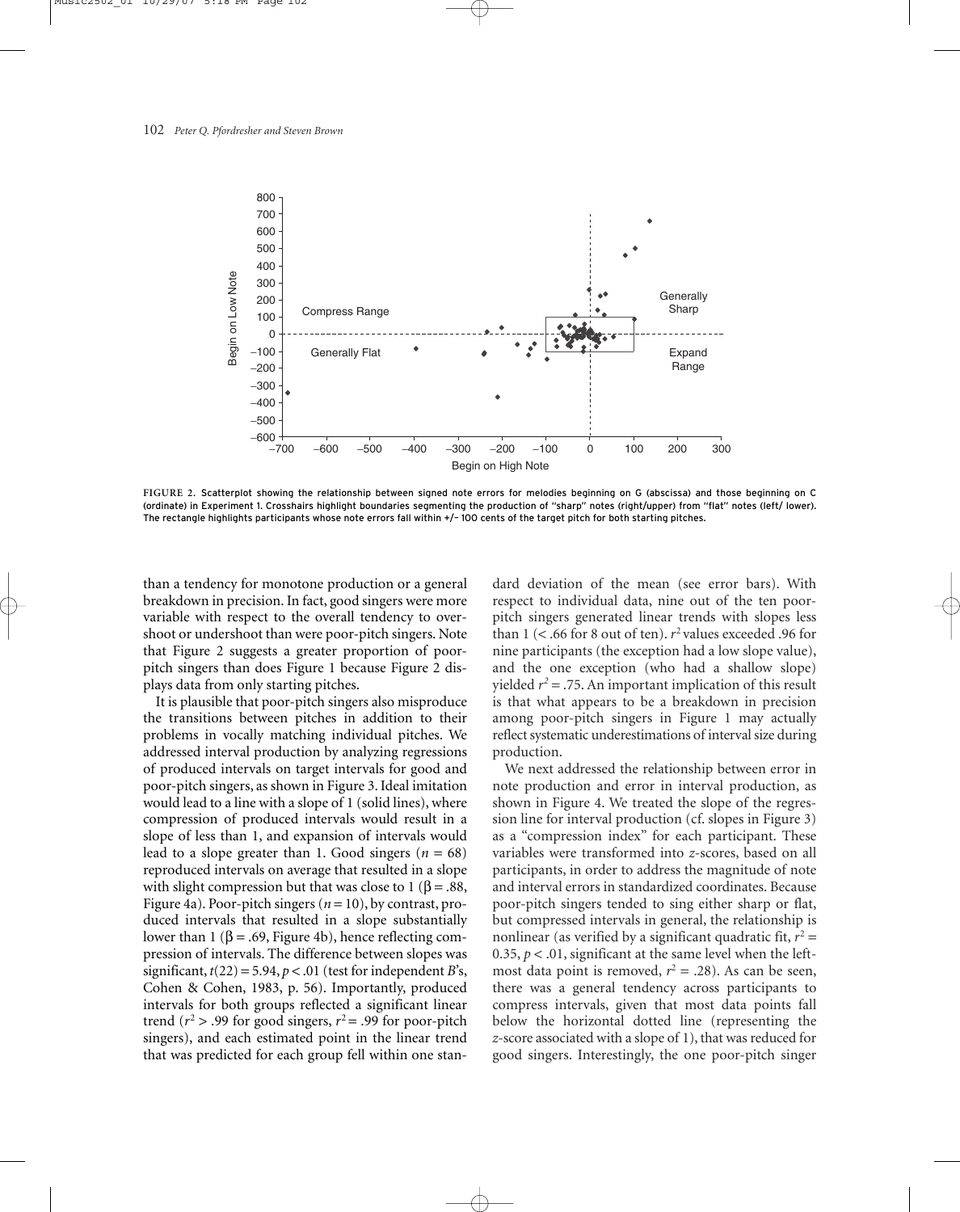FIGURE 2. Scatterplot showing the relationship between signed note errors for melodies beginning on G (abscissa) and those beginning on C (ordinate) in Experiment 1. Crosshairs highlight boundaries segmenting the production of "sharp" notes (right/upper) from "flat" notes (left/ lower). The rectangle highlights participants whose note errors fall within +/− 100 cents of the target pitch for both starting pitches.

than a tendency for monotone production or a general breakdown in precision. In fact, good singers were more variable with respect to the overall tendency to overshoot or undershoot than were poor-pitch singers. Note that Figure 2 suggests a greater proportion of poor-pitch singers than does Figure 1 because Figure 2 displays data from only starting pitches.

It is plausible that poor-pitch singers also misproduce the transitions between pitches in addition to their problems in vocally matching individual pitches. We addressed interval production by analyzing regressions of produced intervals on target intervals for good and poor-pitch singers, as shown in Figure 3. Ideal imitation would lead to a line with a slope of 1 (solid lines), where compression of produced intervals would result in a slope of less than 1, and expansion of intervals would lead to a slope greater than 1. Good singers ($n = 68$) reproduced intervals on average that resulted in a slope with slight compression but that was close to 1 ($\beta = .88$, Figure 4a). Poor-pitch singers ($n = 10$), by contrast, produced intervals that resulted in a slope substantially lower than 1 ($\beta = .69$, Figure 4b), hence reflecting compression of intervals. The difference between slopes was significant, $t(22) = 5.94$, $p < .01$ (test for independent *B*'s, Cohen & Cohen, 1983, p. 56). Importantly, produced intervals for both groups reflected a significant linear trend ($r^2 > .99$ for good singers, $r^2 = .99$ for poor-pitch singers), and each estimated point in the linear trend that was predicted for each group fell within one standard deviation of the mean (see error bars). With respect to individual data, nine out of the ten poor-pitch singers generated linear trends with slopes less than 1 (< .66 for 8 out of ten). $r^2$ values exceeded .96 for nine participants (the exception had a low slope value), and the one exception (who had a shallow slope) yielded $r^2 = .75$. An important implication of this result is that what appears to be a breakdown in precision among poor-pitch singers in Figure 1 may actually reflect systematic underestimations of interval size during production.

We next addressed the relationship between error in note production and error in interval production, as shown in Figure 4. We treated the slope of the regression line for interval production (cf. slopes in Figure 3) as a "compression index" for each participant. These variables were transformed into *z*-scores, based on all participants, in order to address the magnitude of note and interval errors in standardized coordinates. Because poor-pitch singers tended to sing either sharp or flat, but compressed intervals in general, the relationship is nonlinear (as verified by a significant quadratic fit, $r^2 = 0.35$, $p < .01$, significant at the same level when the left-most data point is removed, $r^2 = .28$). As can be seen, there was a general tendency across participants to compress intervals, given that most data points fall below the horizontal dotted line (representing the *z*-score associated with a slope of 1), that was reduced for good singers. Interestingly, the one poor-pitch singer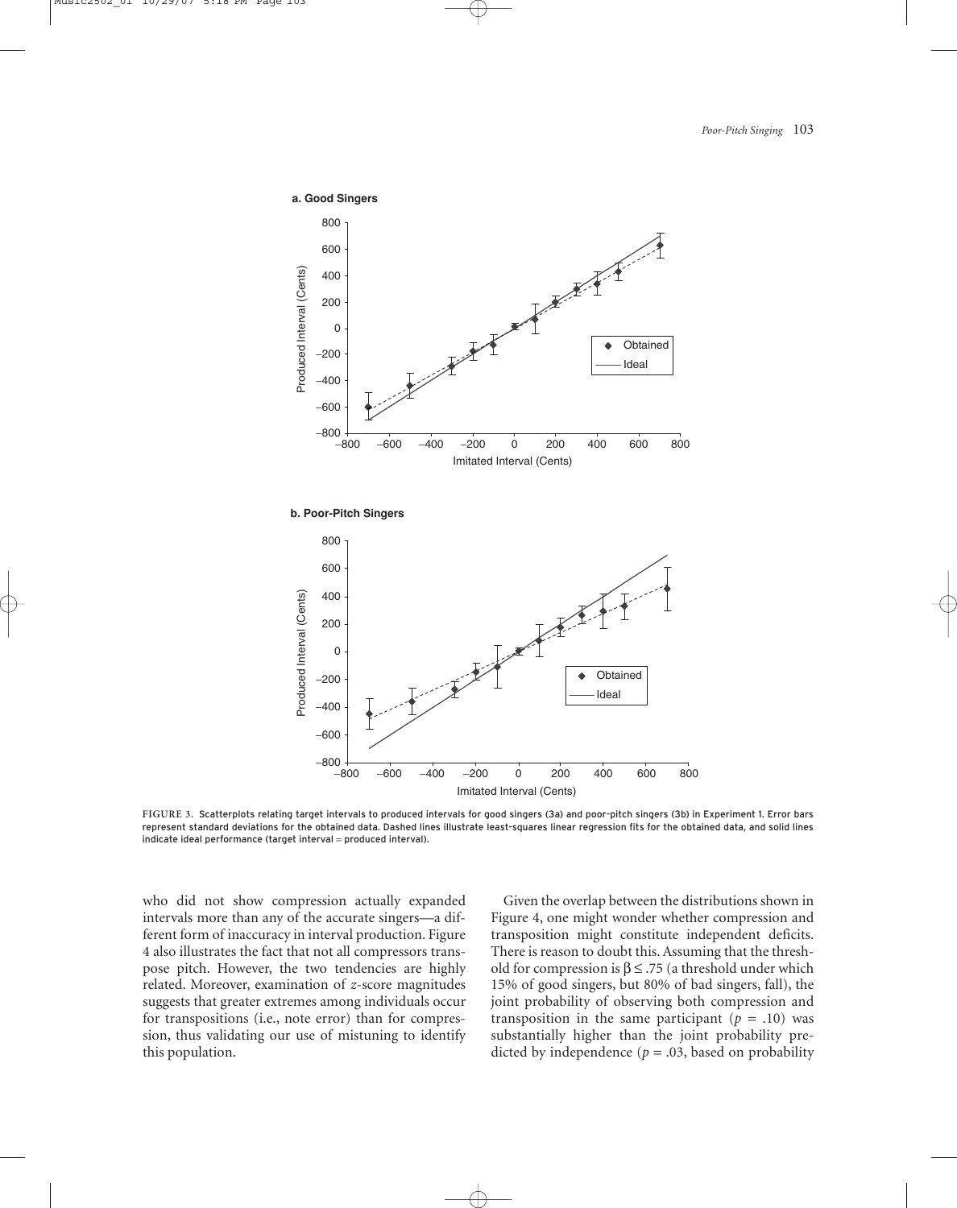FIGURE 3. Scatterplots relating target intervals to produced intervals for good singers (3a) and poor-pitch singers (3b) in Experiment 1. Error bars represent standard deviations for the obtained data. Dashed lines illustrate least-squares linear regression fits for the obtained data, and solid lines indicate ideal performance (target interval = produced interval).

who did not show compression actually expanded intervals more than any of the accurate singers—a different form of inaccuracy in interval production. Figure 4 also illustrates the fact that not all compressors transpose pitch. However, the two tendencies are highly related. Moreover, examination of *z*-score magnitudes suggests that greater extremes among individuals occur for transpositions (i.e., note error) than for compression, thus validating our use of mistuning to identify this population.

Given the overlap between the distributions shown in Figure 4, one might wonder whether compression and transposition might constitute independent deficits. There is reason to doubt this. Assuming that the threshold for compression is $\beta \leq .75$ (a threshold under which 15% of good singers, but 80% of bad singers, fall), the joint probability of observing both compression and transposition in the same participant ($p$ = .10) was substantially higher than the joint probability predicted by independence ($p$ = .03, based on probability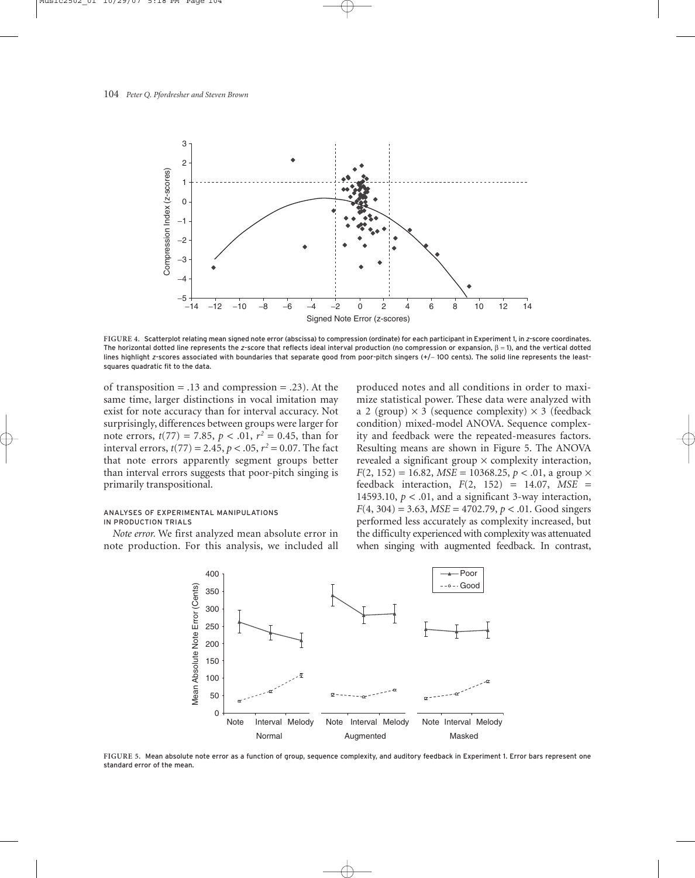FIGURE 4. Scatterplot relating mean signed note error (abscissa) to compression (ordinate) for each participant in Experiment 1, in *z*-score coordinates. The horizontal dotted line represents the *z*-score that reflects ideal interval production (no compression or expansion, $\beta = 1$), and the vertical dotted lines highlight *z*-scores associated with boundaries that separate good from poor-pitch singers (+/− 100 cents). The solid line represents the least-squares quadratic fit to the data.

of transposition = .13 and compression = .23). At the same time, larger distinctions in vocal imitation may exist for note accuracy than for interval accuracy. Not surprisingly, differences between groups were larger for note errors, $t(77) = 7.85$, $p < .01$, $r^2 = 0.45$, than for interval errors, $t(77) = 2.45$, $p < .05$, $r^2 = 0.07$. The fact that note errors apparently segment groups better than interval errors suggests that poor-pitch singing is primarily transpositional.

### ANALYSES OF EXPERIMENTAL MANIPULATIONS IN PRODUCTION TRIALS

*Note error.* We first analyzed mean absolute error in note production. For this analysis, we included all produced notes and all conditions in order to maximize statistical power. These data were analyzed with a 2 (group) × 3 (sequence complexity) × 3 (feedback condition) mixed-model ANOVA. Sequence complexity and feedback were the repeated-measures factors. Resulting means are shown in Figure 5. The ANOVA revealed a significant group × complexity interaction, $F(2, 152) = 16.82$, $MSE = 10368.25$, $p < .01$, a group × feedback interaction, $F(2, 152) = 14.07$, $MSE = 14593.10$, $p < .01$, and a significant 3-way interaction, $F(4, 304) = 3.63$, $MSE = 4702.79$, $p < .01$. Good singers performed less accurately as complexity increased, but the difficulty experienced with complexity was attenuated when singing with augmented feedback. In contrast,

FIGURE 5. Mean absolute note error as a function of group, sequence complexity, and auditory feedback in Experiment 1. Error bars represent one standard error of the mean.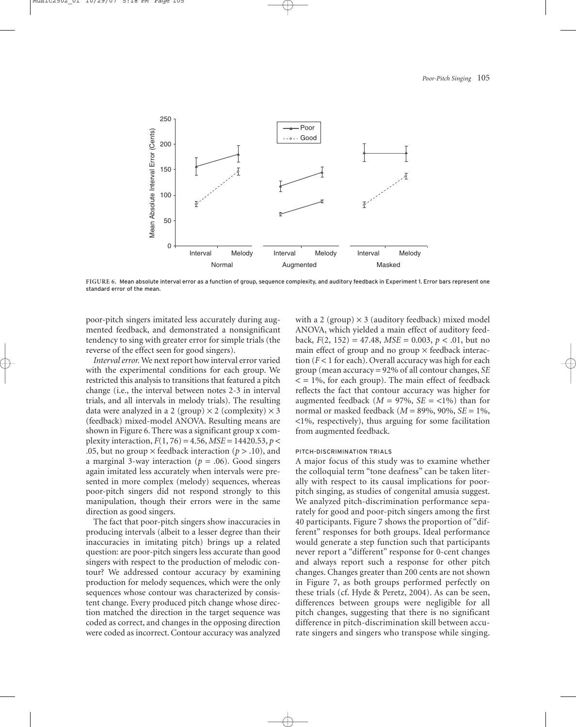FIGURE 6. Mean absolute interval error as a function of group, sequence complexity, and auditory feedback in Experiment 1. Error bars represent one standard error of the mean.

poor-pitch singers imitated less accurately during augmented feedback, and demonstrated a nonsignificant tendency to sing with greater error for simple trials (the reverse of the effect seen for good singers).

*Interval error.* We next report how interval error varied with the experimental conditions for each group. We restricted this analysis to transitions that featured a pitch change (i.e., the interval between notes 2-3 in interval trials, and all intervals in melody trials). The resulting data were analyzed in a 2 (group) $\times$ 2 (complexity) $\times$ 3 (feedback) mixed-model ANOVA. Resulting means are shown in Figure 6. There was a significant group x complexity interaction, $F(1, 76) = 4.56$, $MSE = 14420.53$, $p < .05$, but no group $\times$ feedback interaction ($p > .10$), and a marginal 3-way interaction ($p = .06$). Good singers again imitated less accurately when intervals were presented in more complex (melody) sequences, whereas poor-pitch singers did not respond strongly to this manipulation, though their errors were in the same direction as good singers.

The fact that poor-pitch singers show inaccuracies in producing intervals (albeit to a lesser degree than their inaccuracies in imitating pitch) brings up a related question: are poor-pitch singers less accurate than good singers with respect to the production of melodic contour? We addressed contour accuracy by examining production for melody sequences, which were the only sequences whose contour was characterized by consistent change. Every produced pitch change whose direction matched the direction in the target sequence was coded as correct, and changes in the opposing direction were coded as incorrect. Contour accuracy was analyzed with a 2 (group) $\times$ 3 (auditory feedback) mixed model ANOVA, which yielded a main effect of auditory feedback, $F(2, 152) = 47.48$, $MSE = 0.003$, $p < .01$, but no main effect of group and no group $\times$ feedback interaction ($F < 1$ for each). Overall accuracy was high for each group (mean accuracy = 92% of all contour changes, $SE$ < = 1%, for each group). The main effect of feedback reflects the fact that contour accuracy was higher for augmented feedback ($M$ = 97%, $SE$ = <1%) than for normal or masked feedback ($M$ = 89%, 90%, $SE$ = 1%, <1%, respectively), thus arguing for some facilitation from augmented feedback.

### PITCH-DISCRIMINATION TRIALS

A major focus of this study was to examine whether the colloquial term "tone deafness" can be taken literally with respect to its causal implications for poor-pitch singing, as studies of congenital amusia suggest. We analyzed pitch-discrimination performance separately for good and poor-pitch singers among the first 40 participants. Figure 7 shows the proportion of "different" responses for both groups. Ideal performance would generate a step function such that participants never report a "different" response for 0-cent changes and always report such a response for other pitch changes. Changes greater than 200 cents are not shown in Figure 7, as both groups performed perfectly on these trials (cf. Hyde & Peretz, 2004). As can be seen, differences between groups were negligible for all pitch changes, suggesting that there is no significant difference in pitch-discrimination skill between accurate singers and singers who transpose while singing.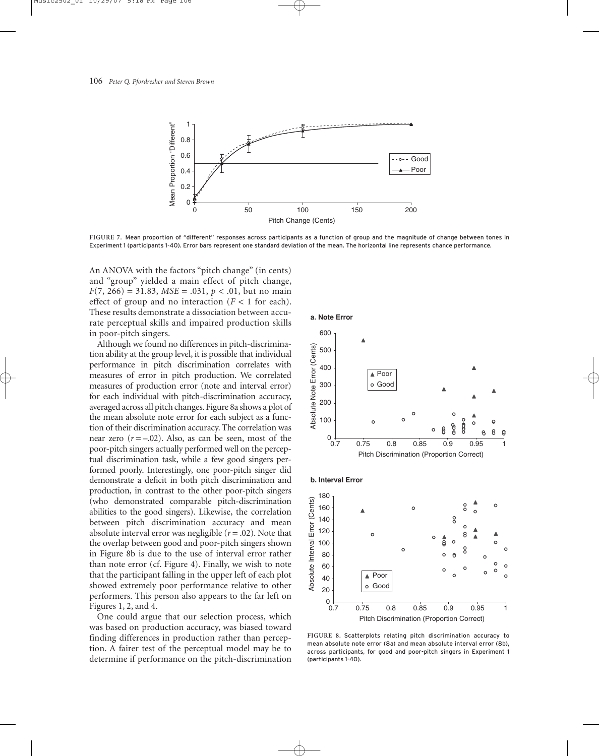FIGURE 7. Mean proportion of "different" responses across participants as a function of group and the magnitude of change between tones in Experiment 1 (participants 1–40). Error bars represent one standard deviation of the mean. The horizontal line represents chance performance.

An ANOVA with the factors "pitch change" (in cents) and "group" yielded a main effect of pitch change, $F(7, 266) = 31.83$, $MSE = .031$, $p < .01$, but no main effect of group and no interaction ($F < 1$ for each). These results demonstrate a dissociation between accurate perceptual skills and impaired production skills in poor-pitch singers.

Although we found no differences in pitch-discrimination ability at the group level, it is possible that individual performance in pitch discrimination correlates with measures of error in pitch production. We correlated measures of production error (note and interval error) for each individual with pitch-discrimination accuracy, averaged across all pitch changes. Figure 8a shows a plot of the mean absolute note error for each subject as a function of their discrimination accuracy. The correlation was near zero ($r = -.02$). Also, as can be seen, most of the poor-pitch singers actually performed well on the perceptual discrimination task, while a few good singers performed poorly. Interestingly, one poor-pitch singer did demonstrate a deficit in both pitch discrimination and production, in contrast to the other poor-pitch singers (who demonstrated comparable pitch-discrimination abilities to the good singers). Likewise, the correlation between pitch discrimination accuracy and mean absolute interval error was negligible ($r = .02$). Note that the overlap between good and poor-pitch singers shown in Figure 8b is due to the use of interval error rather than note error (cf. Figure 4). Finally, we wish to note that the participant falling in the upper left of each plot showed extremely poor performance relative to other performers. This person also appears to the far left on Figures 1, 2, and 4.

One could argue that our selection process, which was based on production accuracy, was biased toward finding differences in production rather than perception. A fairer test of the perceptual model may be to determine if performance on the pitch-discrimination

FIGURE 8. Scatterplots relating pitch discrimination accuracy to mean absolute note error (8a) and mean absolute interval error (8b), across participants, for good and poor-pitch singers in Experiment 1 (participants 1–40).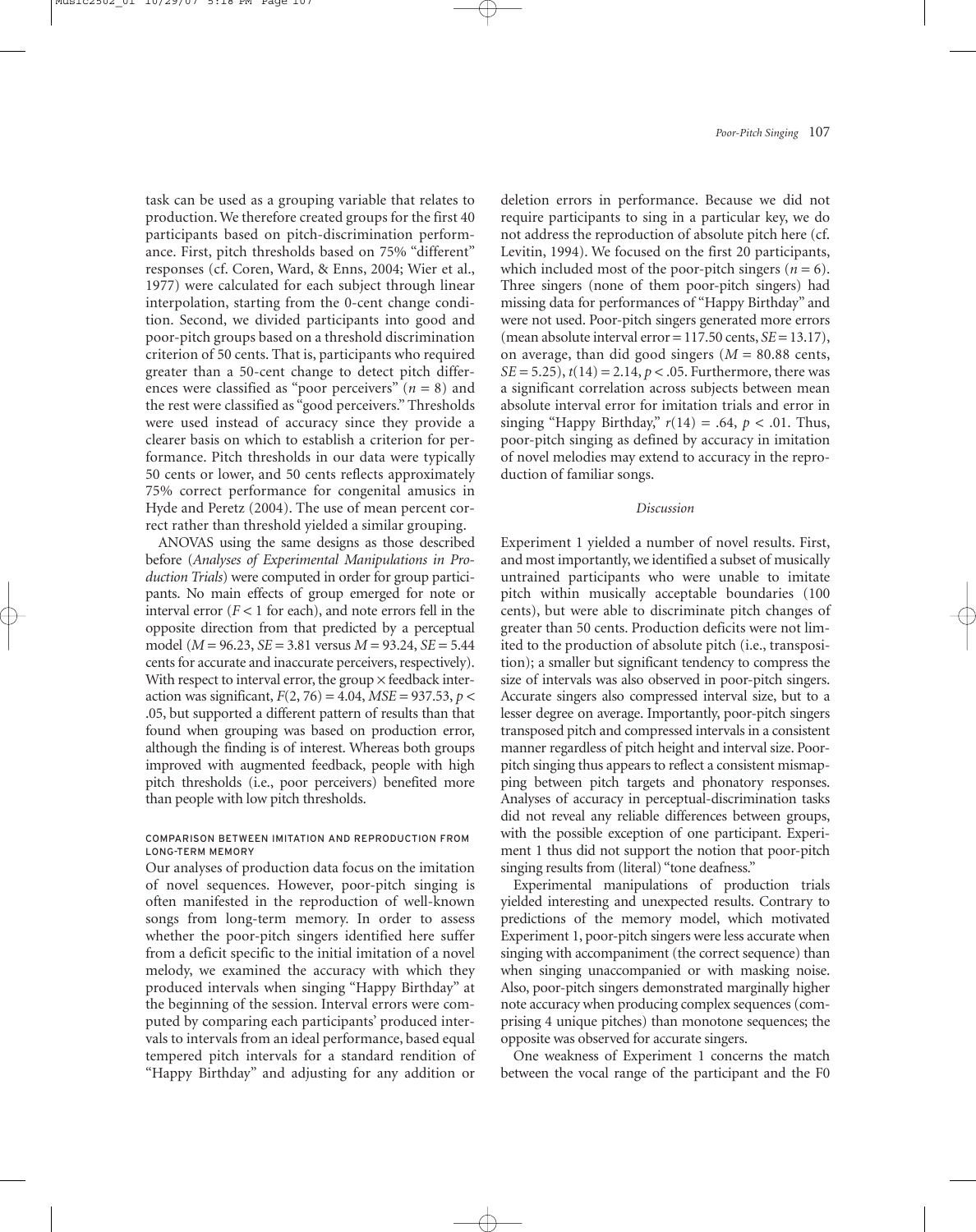task can be used as a grouping variable that relates to production. We therefore created groups for the first 40 participants based on pitch-discrimination performance. First, pitch thresholds based on 75% "different" responses (cf. Coren, Ward, & Enns, 2004; Wier et al., 1977) were calculated for each subject through linear interpolation, starting from the 0-cent change condition. Second, we divided participants into good and poor-pitch groups based on a threshold discrimination criterion of 50 cents. That is, participants who required greater than a 50-cent change to detect pitch differences were classified as "poor perceivers" ($n = 8$) and the rest were classified as "good perceivers." Thresholds were used instead of accuracy since they provide a clearer basis on which to establish a criterion for performance. Pitch thresholds in our data were typically 50 cents or lower, and 50 cents reflects approximately 75% correct performance for congenital amusics in Hyde and Peretz (2004). The use of mean percent correct rather than threshold yielded a similar grouping.

ANOVAS using the same designs as those described before (*Analyses of Experimental Manipulations in Production Trials*) were computed in order for group participants. No main effects of group emerged for note or interval error ($F < 1$ for each), and note errors fell in the opposite direction from that predicted by a perceptual model ($M = 96.23$, $SE = 3.81$ versus $M = 93.24$, $SE = 5.44$ cents for accurate and inaccurate perceivers, respectively). With respect to interval error, the group × feedback interaction was significant, $F(2, 76) = 4.04$, $MSE = 937.53$, $p < .05$, but supported a different pattern of results than that found when grouping was based on production error, although the finding is of interest. Whereas both groups improved with augmented feedback, people with high pitch thresholds (i.e., poor perceivers) benefited more than people with low pitch thresholds.

#### COMPARISON BETWEEN IMITATION AND REPRODUCTION FROM LONG-TERM MEMORY

Our analyses of production data focus on the imitation of novel sequences. However, poor-pitch singing is often manifested in the reproduction of well-known songs from long-term memory. In order to assess whether the poor-pitch singers identified here suffer from a deficit specific to the initial imitation of a novel melody, we examined the accuracy with which they produced intervals when singing "Happy Birthday" at the beginning of the session. Interval errors were computed by comparing each participants' produced intervals to intervals from an ideal performance, based equal tempered pitch intervals for a standard rendition of "Happy Birthday" and adjusting for any addition or deletion errors in performance. Because we did not require participants to sing in a particular key, we do not address the reproduction of absolute pitch here (cf. Levitin, 1994). We focused on the first 20 participants, which included most of the poor-pitch singers ($n = 6$). Three singers (none of them poor-pitch singers) had missing data for performances of "Happy Birthday" and were not used. Poor-pitch singers generated more errors (mean absolute interval error = 117.50 cents, $SE = 13.17$), on average, than did good singers ($M = 80.88$ cents, $SE = 5.25$), $t(14) = 2.14$, $p < .05$. Furthermore, there was a significant correlation across subjects between mean absolute interval error for imitation trials and error in singing "Happy Birthday," $r(14) = .64$, $p < .01$. Thus, poor-pitch singing as defined by accuracy in imitation of novel melodies may extend to accuracy in the reproduction of familiar songs.

### *Discussion*

Experiment 1 yielded a number of novel results. First, and most importantly, we identified a subset of musically untrained participants who were unable to imitate pitch within musically acceptable boundaries (100 cents), but were able to discriminate pitch changes of greater than 50 cents. Production deficits were not limited to the production of absolute pitch (i.e., transposition); a smaller but significant tendency to compress the size of intervals was also observed in poor-pitch singers. Accurate singers also compressed interval size, but to a lesser degree on average. Importantly, poor-pitch singers transposed pitch and compressed intervals in a consistent manner regardless of pitch height and interval size. Poor-pitch singing thus appears to reflect a consistent mismapping between pitch targets and phonatory responses. Analyses of accuracy in perceptual-discrimination tasks did not reveal any reliable differences between groups, with the possible exception of one participant. Experiment 1 thus did not support the notion that poor-pitch singing results from (literal) "tone deafness."

Experimental manipulations of production trials yielded interesting and unexpected results. Contrary to predictions of the memory model, which motivated Experiment 1, poor-pitch singers were less accurate when singing with accompaniment (the correct sequence) than when singing unaccompanied or with masking noise. Also, poor-pitch singers demonstrated marginally higher note accuracy when producing complex sequences (comprising 4 unique pitches) than monotone sequences; the opposite was observed for accurate singers.

One weakness of Experiment 1 concerns the match between the vocal range of the participant and the F0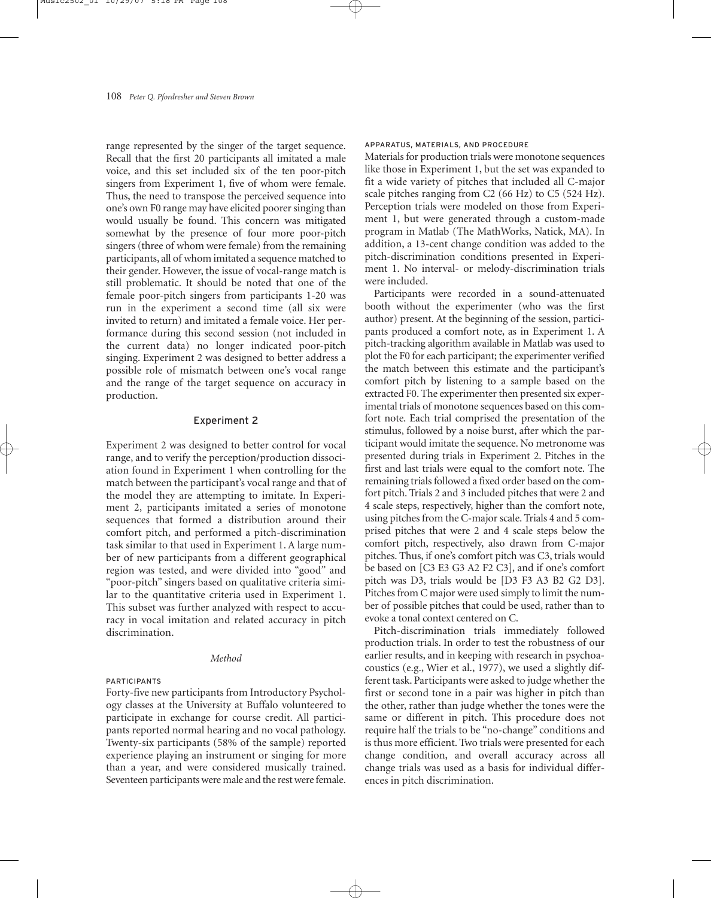range represented by the singer of the target sequence. Recall that the first 20 participants all imitated a male voice, and this set included six of the ten poor-pitch singers from Experiment 1, five of whom were female. Thus, the need to transpose the perceived sequence into one's own F0 range may have elicited poorer singing than would usually be found. This concern was mitigated somewhat by the presence of four more poor-pitch singers (three of whom were female) from the remaining participants, all of whom imitated a sequence matched to their gender. However, the issue of vocal-range match is still problematic. It should be noted that one of the female poor-pitch singers from participants 1-20 was run in the experiment a second time (all six were invited to return) and imitated a female voice. Her performance during this second session (not included in the current data) no longer indicated poor-pitch singing. Experiment 2 was designed to better address a possible role of mismatch between one's vocal range and the range of the target sequence on accuracy in production.

## Experiment 2

Experiment 2 was designed to better control for vocal range, and to verify the perception/production dissociation found in Experiment 1 when controlling for the match between the participant's vocal range and that of the model they are attempting to imitate. In Experiment 2, participants imitated a series of monotone sequences that formed a distribution around their comfort pitch, and performed a pitch-discrimination task similar to that used in Experiment 1. A large number of new participants from a different geographical region was tested, and were divided into "good" and "poor-pitch" singers based on qualitative criteria similar to the quantitative criteria used in Experiment 1. This subset was further analyzed with respect to accuracy in vocal imitation and related accuracy in pitch discrimination.

### *Method*

#### PARTICIPANTS

Forty-five new participants from Introductory Psychology classes at the University at Buffalo volunteered to participate in exchange for course credit. All participants reported normal hearing and no vocal pathology. Twenty-six participants (58% of the sample) reported experience playing an instrument or singing for more than a year, and were considered musically trained. Seventeen participants were male and the rest were female.

#### APPARATUS, MATERIALS, AND PROCEDURE

Materials for production trials were monotone sequences like those in Experiment 1, but the set was expanded to fit a wide variety of pitches that included all C-major scale pitches ranging from C2 (66 Hz) to C5 (524 Hz). Perception trials were modeled on those from Experiment 1, but were generated through a custom-made program in Matlab (The MathWorks, Natick, MA). In addition, a 13-cent change condition was added to the pitch-discrimination conditions presented in Experiment 1. No interval- or melody-discrimination trials were included.

Participants were recorded in a sound-attenuated booth without the experimenter (who was the first author) present. At the beginning of the session, participants produced a comfort note, as in Experiment 1. A pitch-tracking algorithm available in Matlab was used to plot the F0 for each participant; the experimenter verified the match between this estimate and the participant's comfort pitch by listening to a sample based on the extracted F0. The experimenter then presented six experimental trials of monotone sequences based on this comfort note. Each trial comprised the presentation of the stimulus, followed by a noise burst, after which the participant would imitate the sequence. No metronome was presented during trials in Experiment 2. Pitches in the first and last trials were equal to the comfort note. The remaining trials followed a fixed order based on the comfort pitch. Trials 2 and 3 included pitches that were 2 and 4 scale steps, respectively, higher than the comfort note, using pitches from the C-major scale. Trials 4 and 5 comprised pitches that were 2 and 4 scale steps below the comfort pitch, respectively, also drawn from C-major pitches. Thus, if one's comfort pitch was C3, trials would be based on [C3 E3 G3 A2 F2 C3], and if one's comfort pitch was D3, trials would be [D3 F3 A3 B2 G2 D3]. Pitches from C major were used simply to limit the number of possible pitches that could be used, rather than to evoke a tonal context centered on C.

Pitch-discrimination trials immediately followed production trials. In order to test the robustness of our earlier results, and in keeping with research in psychoacoustics (e.g., Wier et al., 1977), we used a slightly different task. Participants were asked to judge whether the first or second tone in a pair was higher in pitch than the other, rather than judge whether the tones were the same or different in pitch. This procedure does not require half the trials to be "no-change" conditions and is thus more efficient. Two trials were presented for each change condition, and overall accuracy across all change trials was used as a basis for individual differences in pitch discrimination.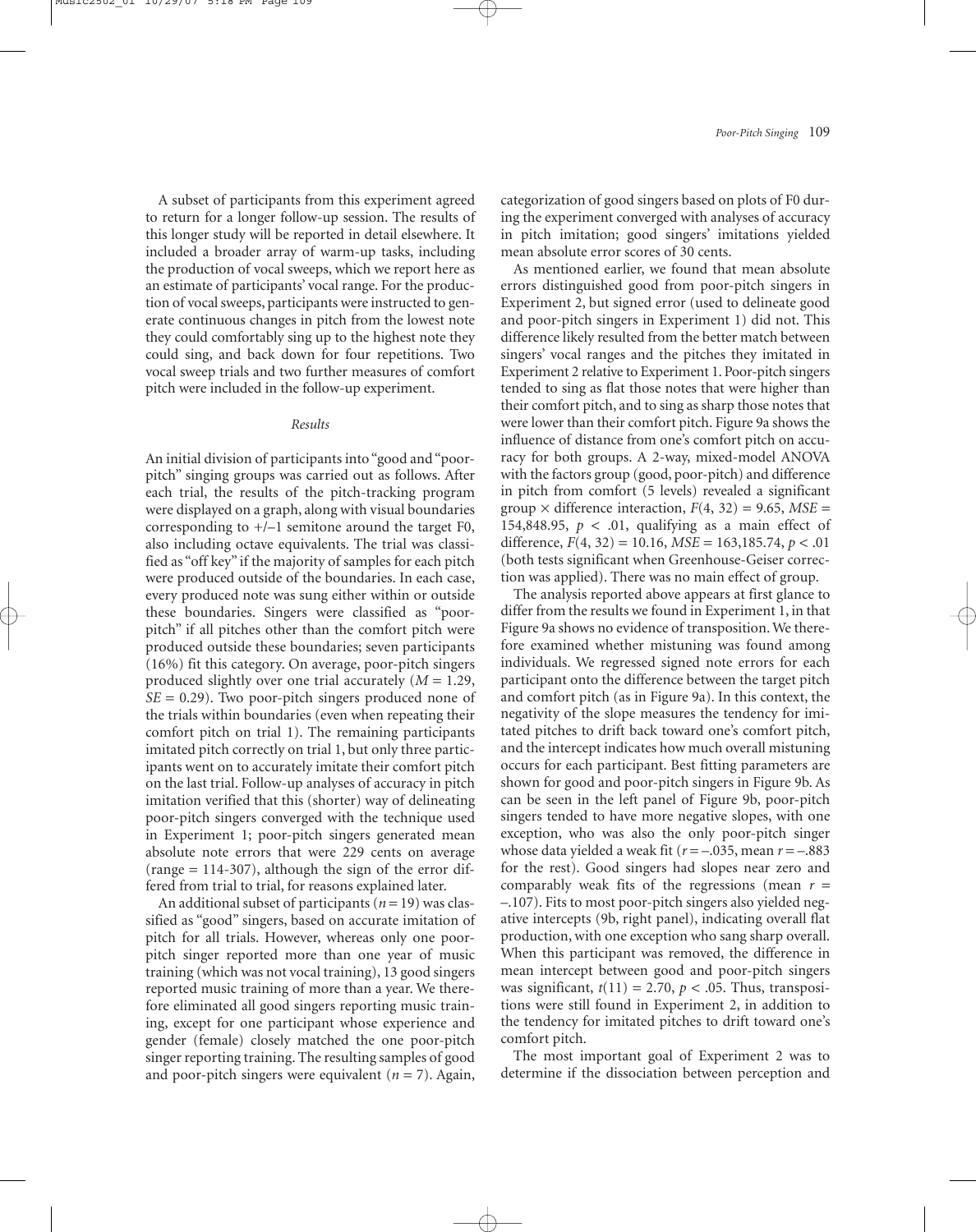A subset of participants from this experiment agreed to return for a longer follow-up session. The results of this longer study will be reported in detail elsewhere. It included a broader array of warm-up tasks, including the production of vocal sweeps, which we report here as an estimate of participants' vocal range. For the production of vocal sweeps, participants were instructed to generate continuous changes in pitch from the lowest note they could comfortably sing up to the highest note they could sing, and back down for four repetitions. Two vocal sweep trials and two further measures of comfort pitch were included in the follow-up experiment.

### *Results*

An initial division of participants into "good and "poor-pitch" singing groups was carried out as follows. After each trial, the results of the pitch-tracking program were displayed on a graph, along with visual boundaries corresponding to +/−1 semitone around the target F0, also including octave equivalents. The trial was classified as "off key" if the majority of samples for each pitch were produced outside of the boundaries. In each case, every produced note was sung either within or outside these boundaries. Singers were classified as "poor-pitch" if all pitches other than the comfort pitch were produced outside these boundaries; seven participants (16%) fit this category. On average, poor-pitch singers produced slightly over one trial accurately ($M = 1.29$, $SE = 0.29$). Two poor-pitch singers produced none of the trials within boundaries (even when repeating their comfort pitch on trial 1). The remaining participants imitated pitch correctly on trial 1, but only three participants went on to accurately imitate their comfort pitch on the last trial. Follow-up analyses of accuracy in pitch imitation verified that this (shorter) way of delineating poor-pitch singers converged with the technique used in Experiment 1; poor-pitch singers generated mean absolute note errors that were 229 cents on average (range = 114-307), although the sign of the error differed from trial to trial, for reasons explained later.

An additional subset of participants ($n = 19$) was classified as "good" singers, based on accurate imitation of pitch for all trials. However, whereas only one poor-pitch singer reported more than one year of music training (which was not vocal training), 13 good singers reported music training of more than a year. We therefore eliminated all good singers reporting music training, except for one participant whose experience and gender (female) closely matched the one poor-pitch singer reporting training. The resulting samples of good and poor-pitch singers were equivalent ($n = 7$). Again, categorization of good singers based on plots of F0 during the experiment converged with analyses of accuracy in pitch imitation; good singers' imitations yielded mean absolute error scores of 30 cents.

As mentioned earlier, we found that mean absolute errors distinguished good from poor-pitch singers in Experiment 2, but signed error (used to delineate good and poor-pitch singers in Experiment 1) did not. This difference likely resulted from the better match between singers' vocal ranges and the pitches they imitated in Experiment 2 relative to Experiment 1. Poor-pitch singers tended to sing as flat those notes that were higher than their comfort pitch, and to sing as sharp those notes that were lower than their comfort pitch. Figure 9a shows the influence of distance from one's comfort pitch on accuracy for both groups. A 2-way, mixed-model ANOVA with the factors group (good, poor-pitch) and difference in pitch from comfort (5 levels) revealed a significant group × difference interaction, $F(4, 32) = 9.65$, $MSE = 154{,}848.95$, $p < .01$, qualifying as a main effect of difference, $F(4, 32) = 10.16$, $MSE = 163{,}185.74$, $p < .01$ (both tests significant when Greenhouse-Geiser correction was applied). There was no main effect of group.

The analysis reported above appears at first glance to differ from the results we found in Experiment 1, in that Figure 9a shows no evidence of transposition. We therefore examined whether mistuning was found among individuals. We regressed signed note errors for each participant onto the difference between the target pitch and comfort pitch (as in Figure 9a). In this context, the negativity of the slope measures the tendency for imitated pitches to drift back toward one's comfort pitch, and the intercept indicates how much overall mistuning occurs for each participant. Best fitting parameters are shown for good and poor-pitch singers in Figure 9b. As can be seen in the left panel of Figure 9b, poor-pitch singers tended to have more negative slopes, with one exception, who was also the only poor-pitch singer whose data yielded a weak fit ($r = -.035$, mean $r = -.883$ for the rest). Good singers had slopes near zero and comparably weak fits of the regressions (mean $r = -.107$). Fits to most poor-pitch singers also yielded negative intercepts (9b, right panel), indicating overall flat production, with one exception who sang sharp overall. When this participant was removed, the difference in mean intercept between good and poor-pitch singers was significant, $t(11) = 2.70$, $p < .05$. Thus, transpositions were still found in Experiment 2, in addition to the tendency for imitated pitches to drift toward one's comfort pitch.

The most important goal of Experiment 2 was to determine if the dissociation between perception and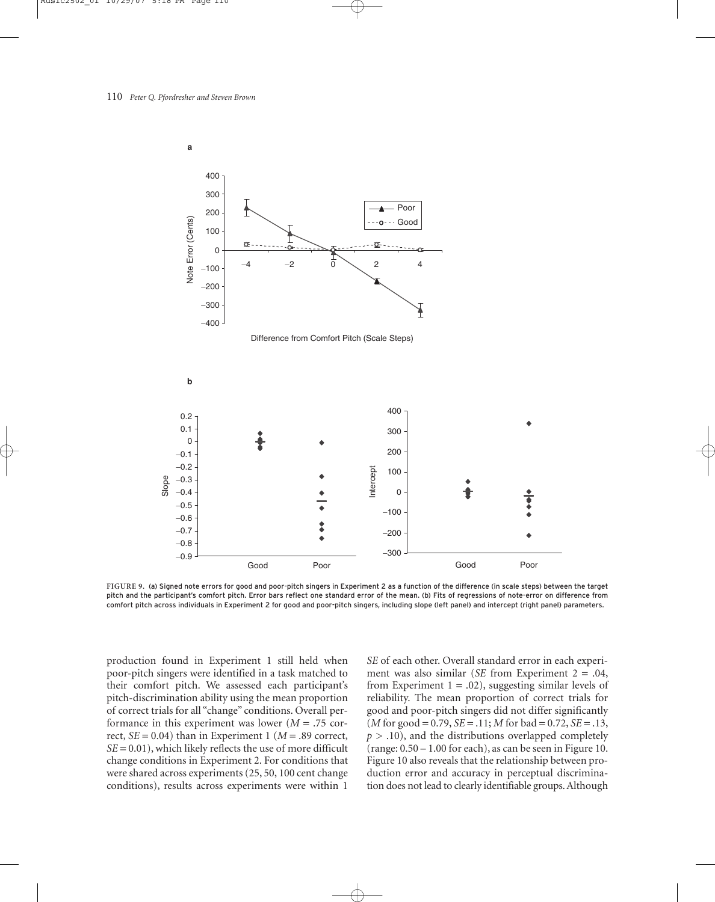FIGURE 9. (a) Signed note errors for good and poor-pitch singers in Experiment 2 as a function of the difference (in scale steps) between the target pitch and the participant's comfort pitch. Error bars reflect one standard error of the mean. (b) Fits of regressions of note-error on difference from comfort pitch across individuals in Experiment 2 for good and poor-pitch singers, including slope (left panel) and intercept (right panel) parameters.

production found in Experiment 1 still held when poor-pitch singers were identified in a task matched to their comfort pitch. We assessed each participant's pitch-discrimination ability using the mean proportion of correct trials for all "change" conditions. Overall performance in this experiment was lower ($M = .75$ correct, $SE = 0.04$) than in Experiment 1 ($M = .89$ correct, $SE = 0.01$), which likely reflects the use of more difficult change conditions in Experiment 2. For conditions that were shared across experiments (25, 50, 100 cent change conditions), results across experiments were within 1 $SE$ of each other. Overall standard error in each experiment was also similar ($SE$ from Experiment 2 = .04, from Experiment 1 = .02), suggesting similar levels of reliability. The mean proportion of correct trials for good and poor-pitch singers did not differ significantly ($M$ for good = 0.79, $SE = .11$; $M$ for bad = 0.72, $SE = .13$, $p > .10$), and the distributions overlapped completely (range: 0.50 – 1.00 for each), as can be seen in Figure 10. Figure 10 also reveals that the relationship between production error and accuracy in perceptual discrimination does not lead to clearly identifiable groups. Although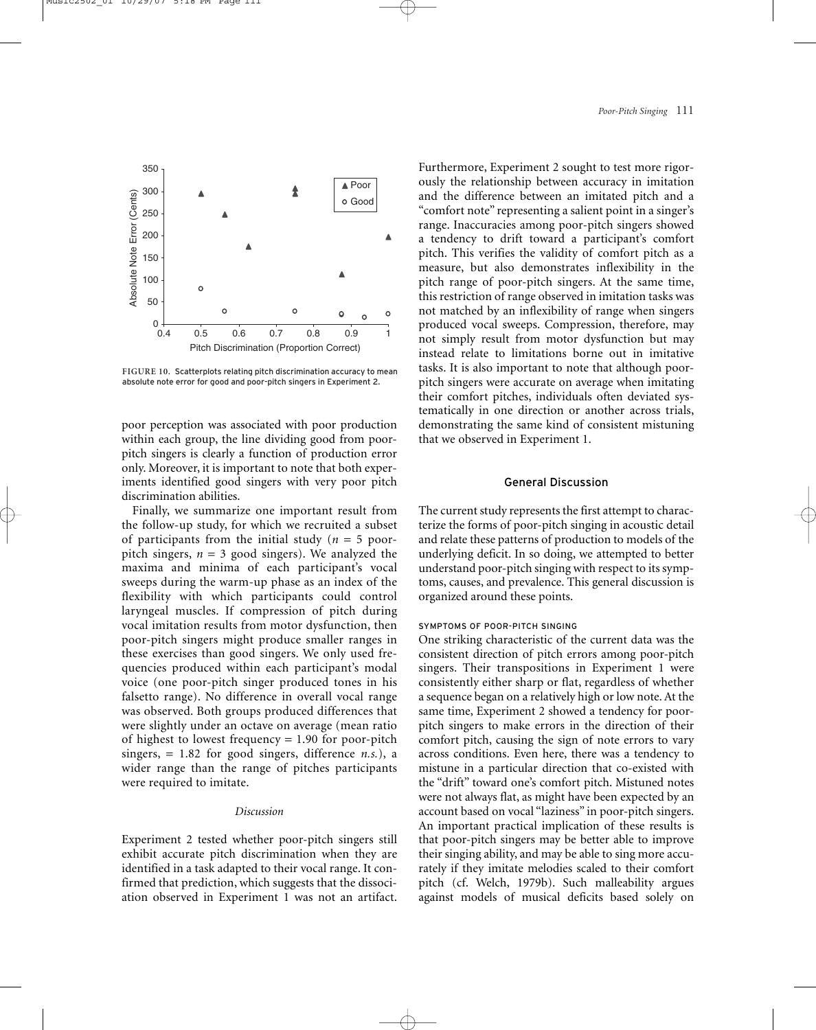350
300
250
200
150
100
50
0

Absolute Note Error (Cents)

0.4 0.5 0.6 0.7 0.8 0.9 1

Pitch Discrimination (Proportion Correct)

▲ Poor
○ Good

FIGURE 10. Scatterplots relating pitch discrimination accuracy to mean absolute note error for good and poor-pitch singers in Experiment 2.

poor perception was associated with poor production within each group, the line dividing good from poor-pitch singers is clearly a function of production error only. Moreover, it is important to note that both experiments identified good singers with very poor pitch discrimination abilities.

Finally, we summarize one important result from the follow-up study, for which we recruited a subset of participants from the initial study ($n = 5$ poor-pitch singers, $n = 3$ good singers). We analyzed the maxima and minima of each participant's vocal sweeps during the warm-up phase as an index of the flexibility with which participants could control laryngeal muscles. If compression of pitch during vocal imitation results from motor dysfunction, then poor-pitch singers might produce smaller ranges in these exercises than good singers. We only used frequencies produced within each participant's modal voice (one poor-pitch singer produced tones in his falsetto range). No difference in overall vocal range was observed. Both groups produced differences that were slightly under an octave on average (mean ratio of highest to lowest frequency = 1.90 for poor-pitch singers, = 1.82 for good singers, difference *n.s.*), a wider range than the range of pitches participants were required to imitate.

### *Discussion*

Experiment 2 tested whether poor-pitch singers still exhibit accurate pitch discrimination when they are identified in a task adapted to their vocal range. It confirmed that prediction, which suggests that the dissociation observed in Experiment 1 was not an artifact. Furthermore, Experiment 2 sought to test more rigorously the relationship between accuracy in imitation and the difference between an imitated pitch and a "comfort note" representing a salient point in a singer's range. Inaccuracies among poor-pitch singers showed a tendency to drift toward a participant's comfort pitch. This verifies the validity of comfort pitch as a measure, but also demonstrates inflexibility in the pitch range of poor-pitch singers. At the same time, this restriction of range observed in imitation tasks was not matched by an inflexibility of range when singers produced vocal sweeps. Compression, therefore, may not simply result from motor dysfunction but may instead relate to limitations borne out in imitative tasks. It is also important to note that although poor-pitch singers were accurate on average when imitating their comfort pitches, individuals often deviated systematically in one direction or another across trials, demonstrating the same kind of consistent mistuning that we observed in Experiment 1.

## General Discussion

The current study represents the first attempt to characterize the forms of poor-pitch singing in acoustic detail and relate these patterns of production to models of the underlying deficit. In so doing, we attempted to better understand poor-pitch singing with respect to its symptoms, causes, and prevalence. This general discussion is organized around these points.

### SYMPTOMS OF POOR-PITCH SINGING

One striking characteristic of the current data was the consistent direction of pitch errors among poor-pitch singers. Their transpositions in Experiment 1 were consistently either sharp or flat, regardless of whether a sequence began on a relatively high or low note. At the same time, Experiment 2 showed a tendency for poor-pitch singers to make errors in the direction of their comfort pitch, causing the sign of note errors to vary across conditions. Even here, there was a tendency to mistune in a particular direction that co-existed with the "drift" toward one's comfort pitch. Mistuned notes were not always flat, as might have been expected by an account based on vocal "laziness" in poor-pitch singers. An important practical implication of these results is that poor-pitch singers may be better able to improve their singing ability, and may be able to sing more accurately if they imitate melodies scaled to their comfort pitch (cf. Welch, 1979b). Such malleability argues against models of musical deficits based solely on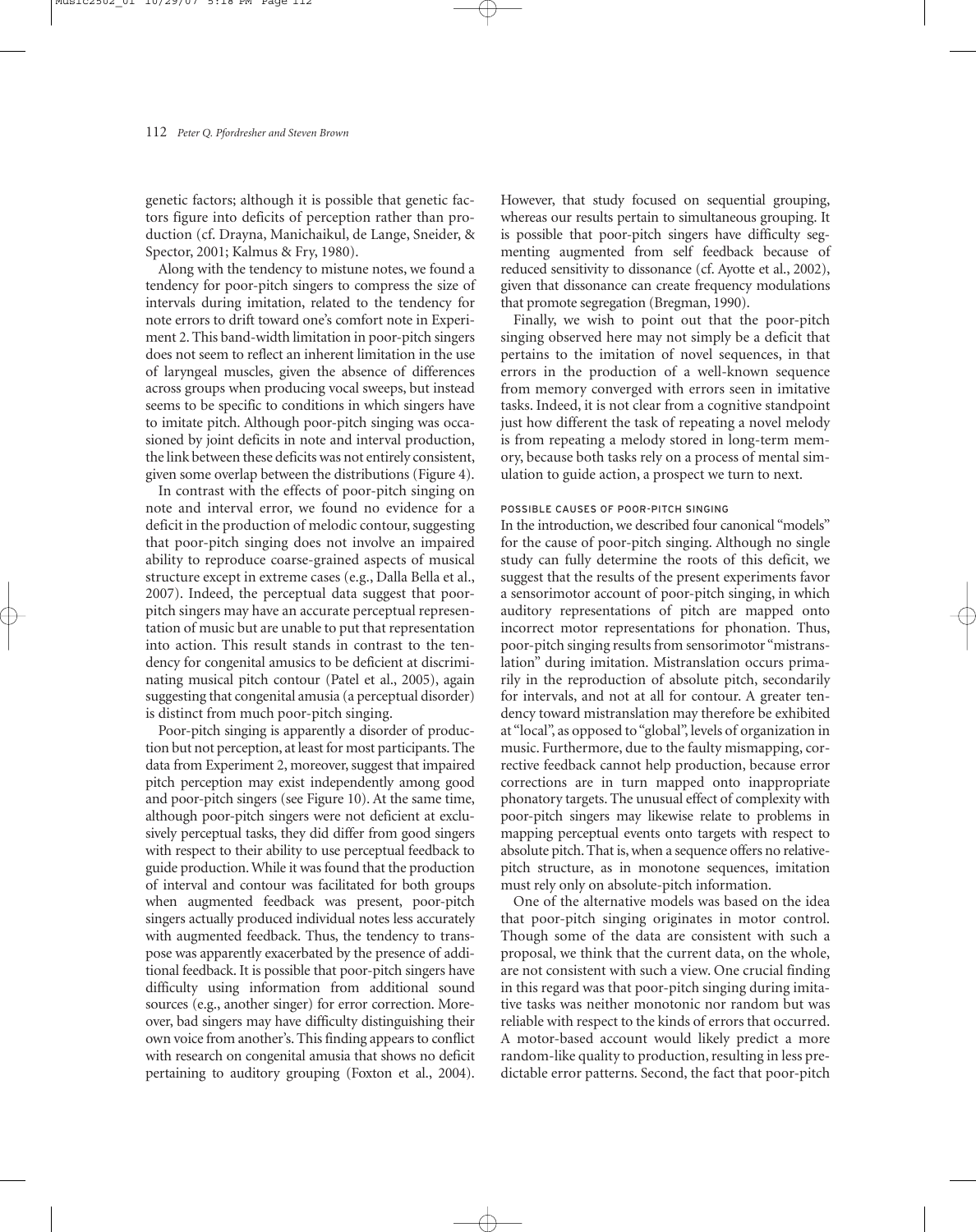genetic factors; although it is possible that genetic factors figure into deficits of perception rather than production (cf. Drayna, Manichaikul, de Lange, Sneider, & Spector, 2001; Kalmus & Fry, 1980).

Along with the tendency to mistune notes, we found a tendency for poor-pitch singers to compress the size of intervals during imitation, related to the tendency for note errors to drift toward one's comfort note in Experiment 2. This band-width limitation in poor-pitch singers does not seem to reflect an inherent limitation in the use of laryngeal muscles, given the absence of differences across groups when producing vocal sweeps, but instead seems to be specific to conditions in which singers have to imitate pitch. Although poor-pitch singing was occasioned by joint deficits in note and interval production, the link between these deficits was not entirely consistent, given some overlap between the distributions (Figure 4).

In contrast with the effects of poor-pitch singing on note and interval error, we found no evidence for a deficit in the production of melodic contour, suggesting that poor-pitch singing does not involve an impaired ability to reproduce coarse-grained aspects of musical structure except in extreme cases (e.g., Dalla Bella et al., 2007). Indeed, the perceptual data suggest that poor-pitch singers may have an accurate perceptual representation of music but are unable to put that representation into action. This result stands in contrast to the tendency for congenital amusics to be deficient at discriminating musical pitch contour (Patel et al., 2005), again suggesting that congenital amusia (a perceptual disorder) is distinct from much poor-pitch singing.

Poor-pitch singing is apparently a disorder of production but not perception, at least for most participants. The data from Experiment 2, moreover, suggest that impaired pitch perception may exist independently among good and poor-pitch singers (see Figure 10). At the same time, although poor-pitch singers were not deficient at exclusively perceptual tasks, they did differ from good singers with respect to their ability to use perceptual feedback to guide production. While it was found that the production of interval and contour was facilitated for both groups when augmented feedback was present, poor-pitch singers actually produced individual notes less accurately with augmented feedback. Thus, the tendency to transpose was apparently exacerbated by the presence of additional feedback. It is possible that poor-pitch singers have difficulty using information from additional sound sources (e.g., another singer) for error correction. Moreover, bad singers may have difficulty distinguishing their own voice from another's. This finding appears to conflict with research on congenital amusia that shows no deficit pertaining to auditory grouping (Foxton et al., 2004). However, that study focused on sequential grouping, whereas our results pertain to simultaneous grouping. It is possible that poor-pitch singers have difficulty segmenting augmented from self feedback because of reduced sensitivity to dissonance (cf. Ayotte et al., 2002), given that dissonance can create frequency modulations that promote segregation (Bregman, 1990).

Finally, we wish to point out that the poor-pitch singing observed here may not simply be a deficit that pertains to the imitation of novel sequences, in that errors in the production of a well-known sequence from memory converged with errors seen in imitative tasks. Indeed, it is not clear from a cognitive standpoint just how different the task of repeating a novel melody is from repeating a melody stored in long-term memory, because both tasks rely on a process of mental simulation to guide action, a prospect we turn to next.

#### POSSIBLE CAUSES OF POOR-PITCH SINGING

In the introduction, we described four canonical "models" for the cause of poor-pitch singing. Although no single study can fully determine the roots of this deficit, we suggest that the results of the present experiments favor a sensorimotor account of poor-pitch singing, in which auditory representations of pitch are mapped onto incorrect motor representations for phonation. Thus, poor-pitch singing results from sensorimotor "mistranslation" during imitation. Mistranslation occurs primarily in the reproduction of absolute pitch, secondarily for intervals, and not at all for contour. A greater tendency toward mistranslation may therefore be exhibited at "local", as opposed to "global", levels of organization in music. Furthermore, due to the faulty mismapping, corrective feedback cannot help production, because error corrections are in turn mapped onto inappropriate phonatory targets. The unusual effect of complexity with poor-pitch singers may likewise relate to problems in mapping perceptual events onto targets with respect to absolute pitch. That is, when a sequence offers no relative-pitch structure, as in monotone sequences, imitation must rely only on absolute-pitch information.

One of the alternative models was based on the idea that poor-pitch singing originates in motor control. Though some of the data are consistent with such a proposal, we think that the current data, on the whole, are not consistent with such a view. One crucial finding in this regard was that poor-pitch singing during imitative tasks was neither monotonic nor random but was reliable with respect to the kinds of errors that occurred. A motor-based account would likely predict a more random-like quality to production, resulting in less predictable error patterns. Second, the fact that poor-pitch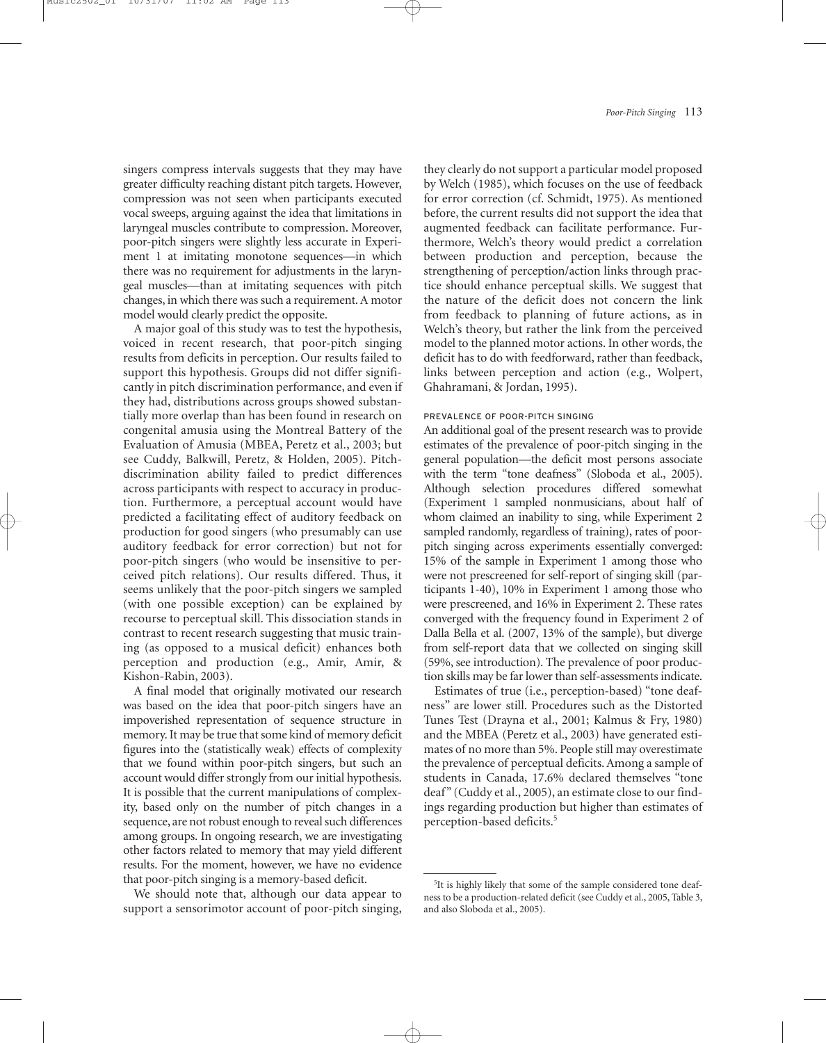singers compress intervals suggests that they may have greater difficulty reaching distant pitch targets. However, compression was not seen when participants executed vocal sweeps, arguing against the idea that limitations in laryngeal muscles contribute to compression. Moreover, poor-pitch singers were slightly less accurate in Experiment 1 at imitating monotone sequences—in which there was no requirement for adjustments in the laryngeal muscles—than at imitating sequences with pitch changes, in which there was such a requirement. A motor model would clearly predict the opposite.

A major goal of this study was to test the hypothesis, voiced in recent research, that poor-pitch singing results from deficits in perception. Our results failed to support this hypothesis. Groups did not differ significantly in pitch discrimination performance, and even if they had, distributions across groups showed substantially more overlap than has been found in research on congenital amusia using the Montreal Battery of the Evaluation of Amusia (MBEA, Peretz et al., 2003; but see Cuddy, Balkwill, Peretz, & Holden, 2005). Pitch-discrimination ability failed to predict differences across participants with respect to accuracy in production. Furthermore, a perceptual account would have predicted a facilitating effect of auditory feedback on production for good singers (who presumably can use auditory feedback for error correction) but not for poor-pitch singers (who would be insensitive to perceived pitch relations). Our results differed. Thus, it seems unlikely that the poor-pitch singers we sampled (with one possible exception) can be explained by recourse to perceptual skill. This dissociation stands in contrast to recent research suggesting that music training (as opposed to a musical deficit) enhances both perception and production (e.g., Amir, Amir, & Kishon-Rabin, 2003).

A final model that originally motivated our research was based on the idea that poor-pitch singers have an impoverished representation of sequence structure in memory. It may be true that some kind of memory deficit figures into the (statistically weak) effects of complexity that we found within poor-pitch singers, but such an account would differ strongly from our initial hypothesis. It is possible that the current manipulations of complexity, based only on the number of pitch changes in a sequence, are not robust enough to reveal such differences among groups. In ongoing research, we are investigating other factors related to memory that may yield different results. For the moment, however, we have no evidence that poor-pitch singing is a memory-based deficit.

We should note that, although our data appear to support a sensorimotor account of poor-pitch singing, they clearly do not support a particular model proposed by Welch (1985), which focuses on the use of feedback for error correction (cf. Schmidt, 1975). As mentioned before, the current results did not support the idea that augmented feedback can facilitate performance. Furthermore, Welch's theory would predict a correlation between production and perception, because the strengthening of perception/action links through practice should enhance perceptual skills. We suggest that the nature of the deficit does not concern the link from feedback to planning of future actions, as in Welch's theory, but rather the link from the perceived model to the planned motor actions. In other words, the deficit has to do with feedforward, rather than feedback, links between perception and action (e.g., Wolpert, Ghahramani, & Jordan, 1995).

### PREVALENCE OF POOR-PITCH SINGING

An additional goal of the present research was to provide estimates of the prevalence of poor-pitch singing in the general population—the deficit most persons associate with the term "tone deafness" (Sloboda et al., 2005). Although selection procedures differed somewhat (Experiment 1 sampled nonmusicians, about half of whom claimed an inability to sing, while Experiment 2 sampled randomly, regardless of training), rates of poor-pitch singing across experiments essentially converged: 15% of the sample in Experiment 1 among those who were not prescreened for self-report of singing skill (participants 1-40), 10% in Experiment 1 among those who were prescreened, and 16% in Experiment 2. These rates converged with the frequency found in Experiment 2 of Dalla Bella et al. (2007, 13% of the sample), but diverge from self-report data that we collected on singing skill (59%, see introduction). The prevalence of poor production skills may be far lower than self-assessments indicate.

Estimates of true (i.e., perception-based) "tone deafness" are lower still. Procedures such as the Distorted Tunes Test (Drayna et al., 2001; Kalmus & Fry, 1980) and the MBEA (Peretz et al., 2003) have generated estimates of no more than 5%. People still may overestimate the prevalence of perceptual deficits. Among a sample of students in Canada, 17.6% declared themselves "tone deaf" (Cuddy et al., 2005), an estimate close to our findings regarding production but higher than estimates of perception-based deficits.[5]

[5] It is highly likely that some of the sample considered tone deafness to be a production-related deficit (see Cuddy et al., 2005, Table 3, and also Sloboda et al., 2005).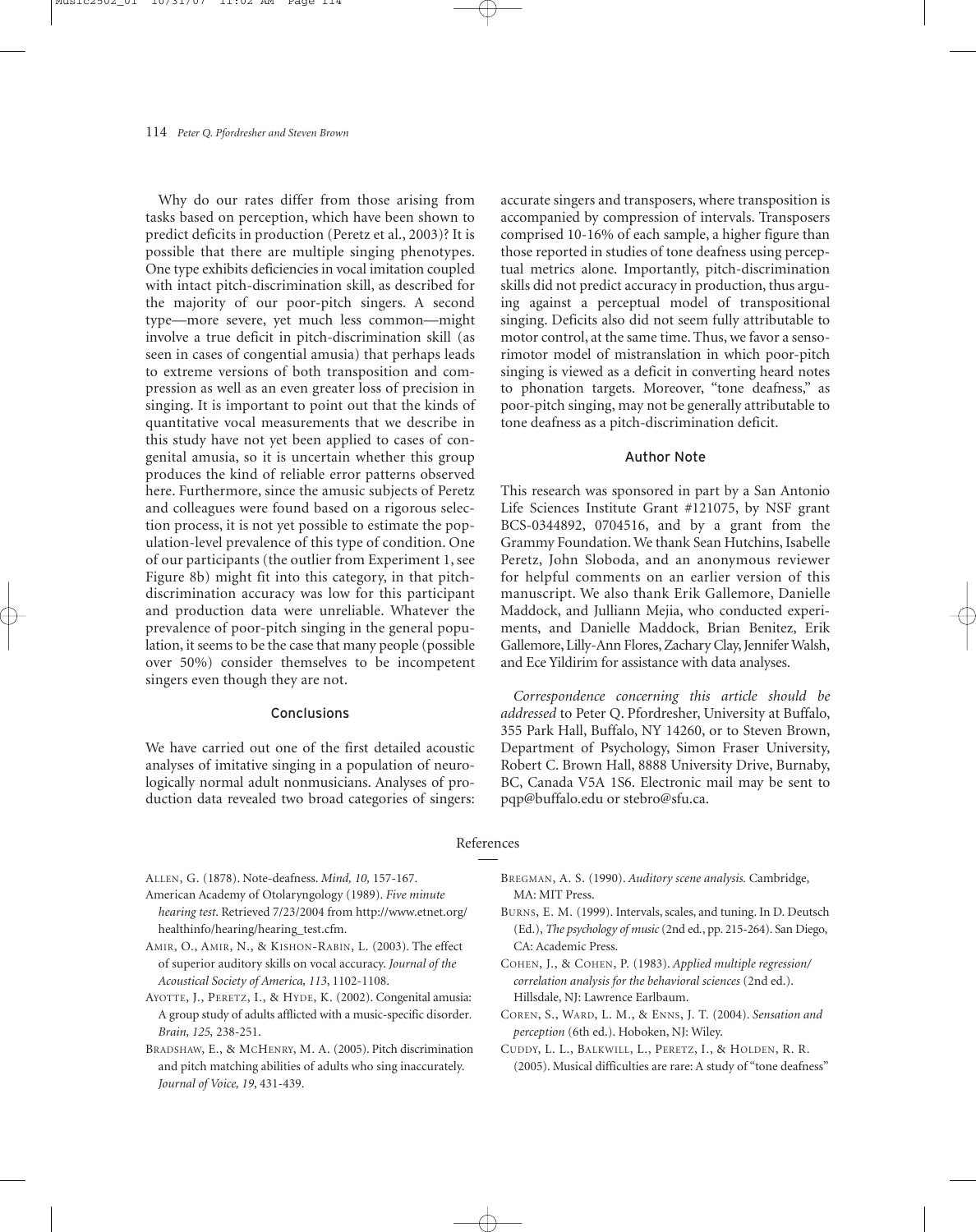Why do our rates differ from those arising from tasks based on perception, which have been shown to predict deficits in production (Peretz et al., 2003)? It is possible that there are multiple singing phenotypes. One type exhibits deficiencies in vocal imitation coupled with intact pitch-discrimination skill, as described for the majority of our poor-pitch singers. A second type—more severe, yet much less common—might involve a true deficit in pitch-discrimination skill (as seen in cases of congential amusia) that perhaps leads to extreme versions of both transposition and compression as well as an even greater loss of precision in singing. It is important to point out that the kinds of quantitative vocal measurements that we describe in this study have not yet been applied to cases of congenital amusia, so it is uncertain whether this group produces the kind of reliable error patterns observed here. Furthermore, since the amusic subjects of Peretz and colleagues were found based on a rigorous selection process, it is not yet possible to estimate the population-level prevalence of this type of condition. One of our participants (the outlier from Experiment 1, see Figure 8b) might fit into this category, in that pitch-discrimination accuracy was low for this participant and production data were unreliable. Whatever the prevalence of poor-pitch singing in the general population, it seems to be the case that many people (possible over 50%) consider themselves to be incompetent singers even though they are not.

## Conclusions

We have carried out one of the first detailed acoustic analyses of imitative singing in a population of neurologically normal adult nonmusicians. Analyses of production data revealed two broad categories of singers: accurate singers and transposers, where transposition is accompanied by compression of intervals. Transposers comprised 10-16% of each sample, a higher figure than those reported in studies of tone deafness using perceptual metrics alone. Importantly, pitch-discrimination skills did not predict accuracy in production, thus arguing against a perceptual model of transpositional singing. Deficits also did not seem fully attributable to motor control, at the same time. Thus, we favor a sensorimotor model of mistranslation in which poor-pitch singing is viewed as a deficit in converting heard notes to phonation targets. Moreover, "tone deafness," as poor-pitch singing, may not be generally attributable to tone deafness as a pitch-discrimination deficit.

## Author Note

This research was sponsored in part by a San Antonio Life Sciences Institute Grant #121075, by NSF grant BCS-0344892, 0704516, and by a grant from the Grammy Foundation. We thank Sean Hutchins, Isabelle Peretz, John Sloboda, and an anonymous reviewer for helpful comments on an earlier version of this manuscript. We also thank Erik Gallemore, Danielle Maddock, and Julliann Mejia, who conducted experiments, and Danielle Maddock, Brian Benitez, Erik Gallemore, Lilly-Ann Flores, Zachary Clay, Jennifer Walsh, and Ece Yildirim for assistance with data analyses.

*Correspondence concerning this article should be addressed* to Peter Q. Pfordresher, University at Buffalo, 355 Park Hall, Buffalo, NY 14260, or to Steven Brown, Department of Psychology, Simon Fraser University, Robert C. Brown Hall, 8888 University Drive, Burnaby, BC, Canada V5A 1S6. Electronic mail may be sent to pqp@buffalo.edu or stebro@sfu.ca.

## References

ALLEN, G. (1878). Note-deafness. *Mind, 10,* 157-167.

American Academy of Otolaryngology (1989). *Five minute hearing test*. Retrieved 7/23/2004 from http://www.etnet.org/healthinfo/hearing/hearing_test.cfm.

AMIR, O., AMIR, N., & KISHON-RABIN, L. (2003). The effect of superior auditory skills on vocal accuracy. *Journal of the Acoustical Society of America, 113*, 1102-1108.

AYOTTE, J., PERETZ, I., & HYDE, K. (2002). Congenital amusia: A group study of adults afflicted with a music-specific disorder. *Brain, 125,* 238-251.

BRADSHAW, E., & MCHENRY, M. A. (2005). Pitch discrimination and pitch matching abilities of adults who sing inaccurately. *Journal of Voice, 19*, 431-439.

BREGMAN, A. S. (1990). *Auditory scene analysis.* Cambridge, MA: MIT Press.

BURNS, E. M. (1999). Intervals, scales, and tuning. In D. Deutsch (Ed.), *The psychology of music* (2nd ed., pp. 215-264). San Diego, CA: Academic Press.

COHEN, J., & COHEN, P. (1983). *Applied multiple regression/correlation analysis for the behavioral sciences* (2nd ed.). Hillsdale, NJ: Lawrence Earlbaum.

COREN, S., WARD, L. M., & ENNS, J. T. (2004). *Sensation and perception* (6th ed.). Hoboken, NJ: Wiley.

CUDDY, L. L., BALKWILL, L., PERETZ, I., & HOLDEN, R. R. (2005). Musical difficulties are rare: A study of "tone deafness"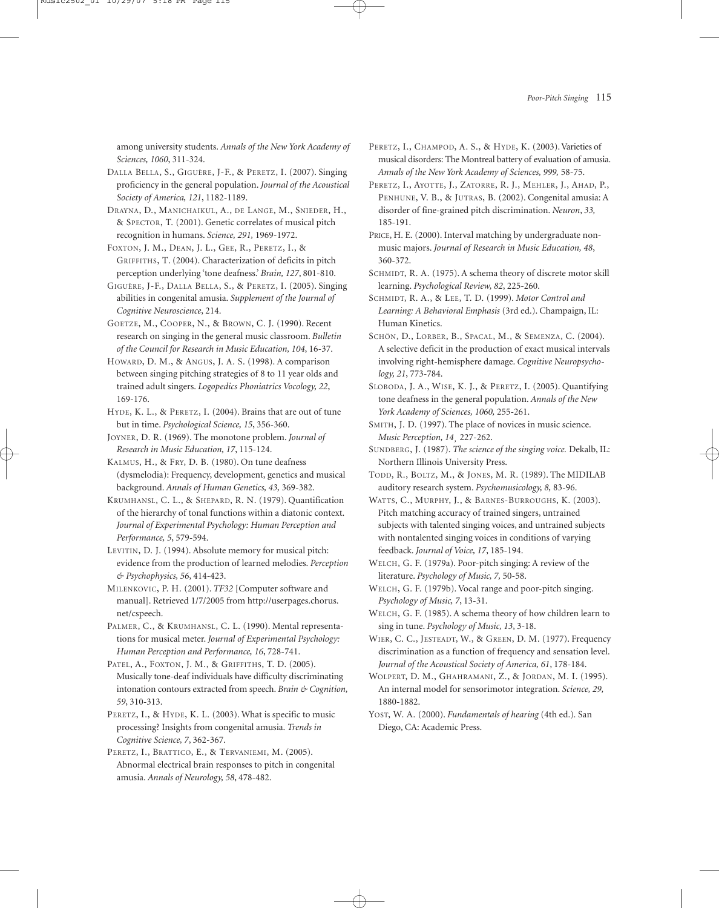among university students. *Annals of the New York Academy of Sciences, 1060*, 311-324.

DALLA BELLA, S., GIGUÈRE, J-F., & PERETZ, I. (2007). Singing proficiency in the general population. *Journal of the Acoustical Society of America, 121*, 1182-1189.

DRAYNA, D., MANICHAIKUL, A., DE LANGE, M., SNIEDER, H., & SPECTOR, T. (2001). Genetic correlates of musical pitch recognition in humans. *Science, 291,* 1969-1972.

FOXTON, J. M., DEAN, J. L., GEE, R., PERETZ, I., & GRIFFITHS, T. (2004). Characterization of deficits in pitch perception underlying 'tone deafness.' *Brain, 127*, 801-810.

GIGUÈRE, J-F., DALLA BELLA, S., & PERETZ, I. (2005). Singing abilities in congenital amusia. *Supplement of the Journal of Cognitive Neuroscience*, 214.

GOETZE, M., COOPER, N., & BROWN, C. J. (1990). Recent research on singing in the general music classroom. *Bulletin of the Council for Research in Music Education, 104*, 16-37.

HOWARD, D. M., & ANGUS, J. A. S. (1998). A comparison between singing pitching strategies of 8 to 11 year olds and trained adult singers. *Logopedics Phoniatrics Vocology, 22*, 169-176.

HYDE, K. L., & PERETZ, I. (2004). Brains that are out of tune but in time. *Psychological Science, 15*, 356-360.

JOYNER, D. R. (1969). The monotone problem. *Journal of Research in Music Education, 17*, 115-124.

KALMUS, H., & FRY, D. B. (1980). On tune deafness (dysmelodia): Frequency, development, genetics and musical background. *Annals of Human Genetics, 43,* 369-382.

KRUMHANSL, C. L., & SHEPARD, R. N. (1979). Quantification of the hierarchy of tonal functions within a diatonic context. *Journal of Experimental Psychology: Human Perception and Performance, 5*, 579-594.

LEVITIN, D. J. (1994). Absolute memory for musical pitch: evidence from the production of learned melodies. *Perception & Psychophysics, 56*, 414-423.

MILENKOVIC, P. H. (2001). *TF32* [Computer software and manual]. Retrieved 1/7/2005 from http://userpages.chorus.net/cspeech.

PALMER, C., & KRUMHANSL, C. L. (1990). Mental representations for musical meter. *Journal of Experimental Psychology: Human Perception and Performance, 16*, 728-741.

PATEL, A., FOXTON, J. M., & GRIFFITHS, T. D. (2005). Musically tone-deaf individuals have difficulty discriminating intonation contours extracted from speech. *Brain & Cognition, 59*, 310-313.

PERETZ, I., & HYDE, K. L. (2003). What is specific to music processing? Insights from congenital amusia. *Trends in Cognitive Science, 7*, 362-367.

PERETZ, I., BRATTICO, E., & TERVANIEMI, M. (2005). Abnormal electrical brain responses to pitch in congenital amusia. *Annals of Neurology, 58*, 478-482.

PERETZ, I., CHAMPOD, A. S., & HYDE, K. (2003). Varieties of musical disorders: The Montreal battery of evaluation of amusia. *Annals of the New York Academy of Sciences, 999,* 58-75.

PERETZ, I., AYOTTE, J., ZATORRE, R. J., MEHLER, J., AHAD, P., PENHUNE, V. B., & JUTRAS, B. (2002). Congenital amusia: A disorder of fine-grained pitch discrimination. *Neuron*, *33,* 185-191.

PRICE, H. E. (2000). Interval matching by undergraduate nonmusic majors. *Journal of Research in Music Education, 48*, 360-372.

SCHMIDT, R. A. (1975). A schema theory of discrete motor skill learning. *Psychological Review, 82*, 225-260.

SCHMIDT, R. A., & LEE, T. D. (1999). *Motor Control and Learning: A Behavioral Emphasis* (3rd ed.). Champaign, IL: Human Kinetics.

SCHÖN, D., LORBER, B., SPACAL, M., & SEMENZA, C. (2004). A selective deficit in the production of exact musical intervals involving right-hemisphere damage. *Cognitive Neuropsychology, 21*, 773-784.

SLOBODA, J. A., WISE, K. J., & PERETZ, I. (2005). Quantifying tone deafness in the general population. *Annals of the New York Academy of Sciences, 1060,* 255-261.

SMITH, J. D. (1997). The place of novices in music science. *Music Perception, 14*¸ 227-262.

SUNDBERG, J. (1987). *The science of the singing voice.* Dekalb, IL: Northern Illinois University Press.

TODD, R., BOLTZ, M., & JONES, M. R. (1989). The MIDILAB auditory research system. *Psychomusicology, 8,* 83-96.

WATTS, C., MURPHY, J., & BARNES-BURROUGHS, K. (2003). Pitch matching accuracy of trained singers, untrained subjects with talented singing voices, and untrained subjects with nontalented singing voices in conditions of varying feedback. *Journal of Voice, 17*, 185-194.

WELCH, G. F. (1979a). Poor-pitch singing: A review of the literature. *Psychology of Music, 7,* 50-58.

WELCH, G. F. (1979b). Vocal range and poor-pitch singing. *Psychology of Music, 7*, 13-31.

WELCH, G. F. (1985). A schema theory of how children learn to sing in tune. *Psychology of Music, 13*, 3-18.

WIER, C. C., JESTEADT, W., & GREEN, D. M. (1977). Frequency discrimination as a function of frequency and sensation level. *Journal of the Acoustical Society of America, 61*, 178-184.

WOLPERT, D. M., GHAHRAMANI, Z., & JORDAN, M. I. (1995). An internal model for sensorimotor integration. *Science, 29,* 1880-1882.

YOST, W. A. (2000). *Fundamentals of hearing* (4th ed.). San Diego, CA: Academic Press.